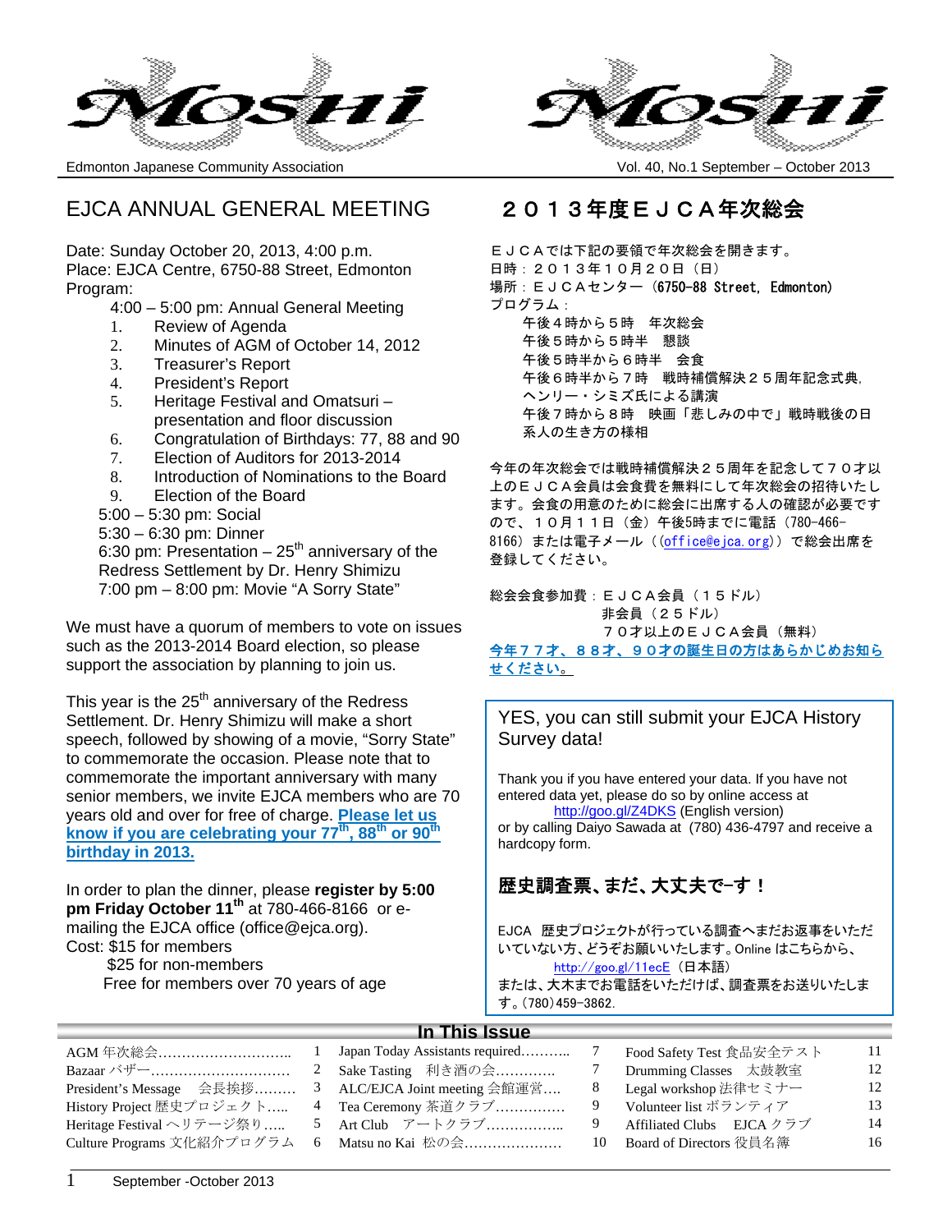Edmonton Japanese Community Association

Vol. 40, No.1 September – October 2013

# EJCA ANNUAL GENERAL MEETING

Date: Sunday October 20, 2013, 4:00 p.m.
Place: EJCA Centre, 6750-88 Street, Edmonton
Program:

4:00 – 5:00 pm: Annual General Meeting

1. Review of Agenda
2. Minutes of AGM of October 14, 2012
3. Treasurer's Report
4. President's Report
5. Heritage Festival and Omatsuri – presentation and floor discussion
6. Congratulation of Birthdays: 77, 88 and 90
7. Election of Auditors for 2013-2014
8. Introduction of Nominations to the Board
9. Election of the Board

5:00 – 5:30 pm: Social
5:30 – 6:30 pm: Dinner
6:30 pm: Presentation – 25th anniversary of the Redress Settlement by Dr. Henry Shimizu
7:00 pm – 8:00 pm: Movie "A Sorry State"

We must have a quorum of members to vote on issues such as the 2013-2014 Board election, so please support the association by planning to join us.

This year is the 25th anniversary of the Redress Settlement. Dr. Henry Shimizu will make a short speech, followed by showing of a movie, "Sorry State" to commemorate the occasion. Please note that to commemorate the important anniversary with many senior members, we invite EJCA members who are 70 years old and over for free of charge. **Please let us know if you are celebrating your 77th, 88th or 90th birthday in 2013.**

In order to plan the dinner, please **register by 5:00 pm Friday October 11th** at 780-466-8166 or e-mailing the EJCA office (office@ejca.org).
Cost: $15 for members
$25 for non-members
Free for members over 70 years of age

# ２０１３年度ＥＪＣＡ年次総会

ＥＪＣＡでは下記の要領で年次総会を開きます。
日時：２０１３年１０月２０日（日）
場所：ＥＪＣＡセンター（6750-88 Street, Edmonton）
プログラム：

午後４時から５時　年次総会
午後５時から５時半　懇談
午後５時半から６時半　会食
午後６時半から７時　戦時補償解決２５周年記念式典，ヘンリー・シミズ氏による講演
午後７時から８時　映画「悲しみの中で」戦時戦後の日系人の生き方の様相

今年の年次総会では戦時補償解決２５周年を記念して７０才以上のＥＪＣＡ会員は会食費を無料にして年次総会の招待いたします。会食の用意のために総会に出席する人の確認が必要ですので、１０月１１日（金）午後5時までに電話（780-466-8166）または電子メール（(office@ejca.org)）で総会出席を登録してください。

総会会食参加費：ＥＪＣＡ会員（１５ドル）
非会員（２５ドル）
７０才以上のＥＪＣＡ会員（無料）

**今年７７才、８８才、９０才の誕生日の方はあらかじめお知らせください。**

## YES, you can still submit your EJCA History Survey data!

Thank you if you have entered your data. If you have not entered data yet, please do so by online access at http://goo.gl/Z4DKS (English version)
or by calling Daiyo Sawada at (780) 436-4797 and receive a hardcopy form.

## 歴史調査票、まだ、大丈夫で-す！

EJCA 歴史プロジェクトが行っている調査へまだお返事をいただいていない方、どうぞお願いいたします。Online はこちらから、http://goo.gl/11ecE（日本語）
または、大木までお電話をいただけば、調査票をお送りいたします。(780)459-3862.

## In This Issue

| | | | | | |
|---|---|---|---|---|---|
| AGM 年次総会 | 1 | Japan Today Assistants required | 7 | Food Safety Test 食品安全テスト | 11 |
| Bazaar バザー | 2 | Sake Tasting 利き酒の会 | 7 | Drumming Classes 太鼓教室 | 12 |
| President's Message 会長挨拶 | 3 | ALC/EJCA Joint meeting 会館運営 | 8 | Legal workshop 法律セミナー | 12 |
| History Project 歴史プロジェクト | 4 | Tea Ceremony 茶道クラブ | 9 | Volunteer list ボランティア | 13 |
| Heritage Festival ヘリテージ祭り | 5 | Art Club アートクラブ | 9 | Affiliated Clubs EJCA クラブ | 14 |
| Culture Programs 文化紹介プログラム | 6 | Matsu no Kai 松の会 | 10 | Board of Directors 役員名簿 | 16 |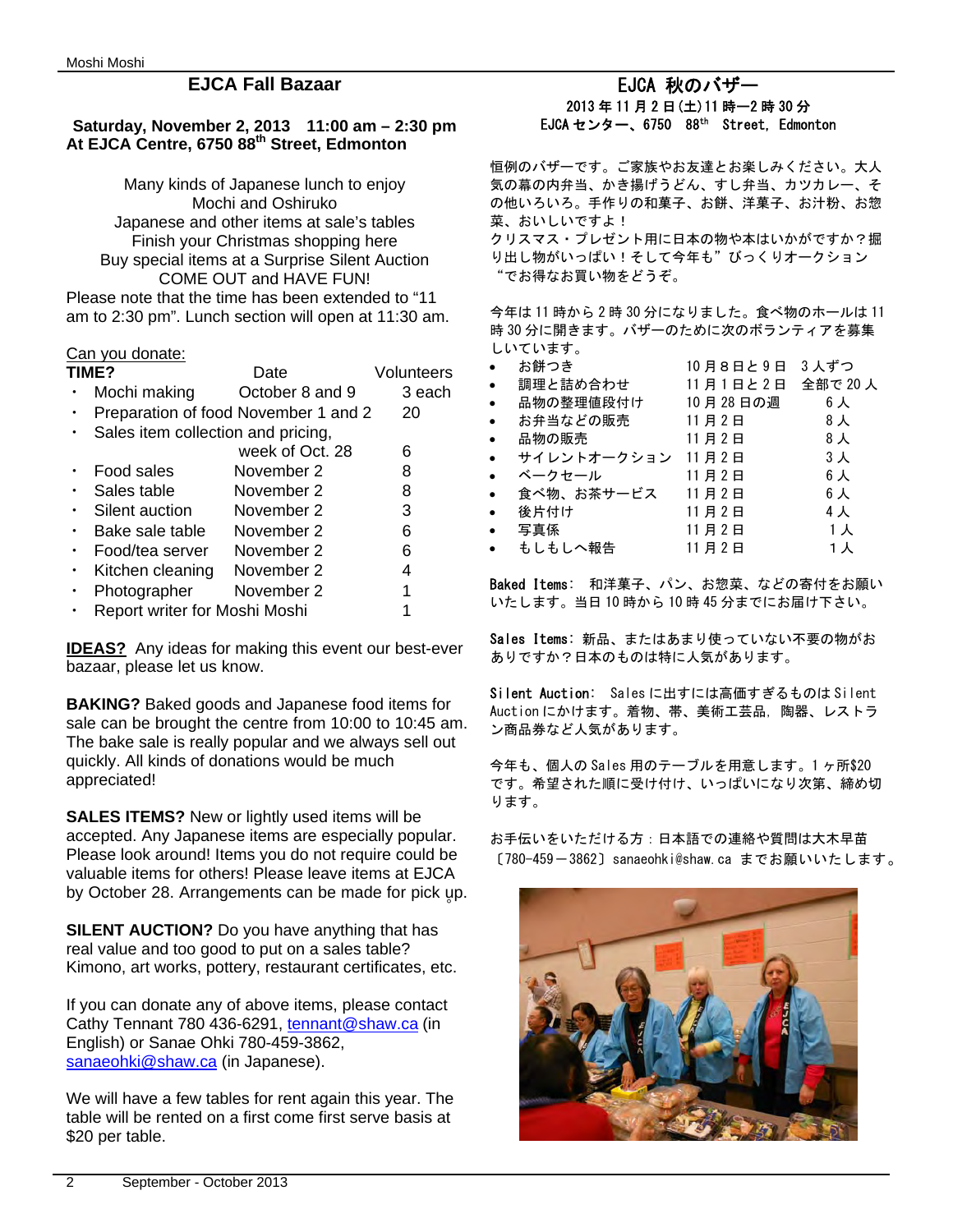## EJCA Fall Bazaar

**Saturday, November 2, 2013 11:00 am – 2:30 pm**
**At EJCA Centre, 6750 88th Street, Edmonton**

Many kinds of Japanese lunch to enjoy
Mochi and Oshiruko
Japanese and other items at sale's tables
Finish your Christmas shopping here
Buy special items at a Surprise Silent Auction
COME OUT and HAVE FUN!

Please note that the time has been extended to "11 am to 2:30 pm". Lunch section will open at 11:30 am.

Can you donate:

| TIME? | Date | Volunteers |
|---|---|---|
| • Mochi making | October 8 and 9 | 3 each |
| • Preparation of food | November 1 and 2 | 20 |
| • Sales item collection and pricing, | week of Oct. 28 | 6 |
| • Food sales | November 2 | 8 |
| • Sales table | November 2 | 8 |
| • Silent auction | November 2 | 3 |
| • Bake sale table | November 2 | 6 |
| • Food/tea server | November 2 | 6 |
| • Kitchen cleaning | November 2 | 4 |
| • Photographer | November 2 | 1 |
| • Report writer for Moshi Moshi | | 1 |

**IDEAS?** Any ideas for making this event our best-ever bazaar, please let us know.

**BAKING?** Baked goods and Japanese food items for sale can be brought the centre from 10:00 to 10:45 am. The bake sale is really popular and we always sell out quickly. All kinds of donations would be much appreciated!

**SALES ITEMS?** New or lightly used items will be accepted. Any Japanese items are especially popular. Please look around! Items you do not require could be valuable items for others! Please leave items at EJCA by October 28. Arrangements can be made for pick up.

**SILENT AUCTION?** Do you have anything that has real value and too good to put on a sales table? Kimono, art works, pottery, restaurant certificates, etc.

If you can donate any of above items, please contact Cathy Tennant 780 436-6291, tennant@shaw.ca (in English) or Sanae Ohki 780-459-3862, sanaeohki@shaw.ca (in Japanese).

We will have a few tables for rent again this year. The table will be rented on a first come first serve basis at $20 per table.

## EJCA 秋のバザー

2013 年 11 月 2 日(土)11 時ー2 時 30 分
EJCA センター、6750 88th Street, Edmonton

恒例のバザーです。ご家族やお友達とお楽しみください。大人気の幕の内弁当、かき揚げうどん、すし弁当、カツカレー、その他いろいろ。手作りの和菓子、お餅、洋菓子、お汁粉、お惣菜、おいしいですよ！
クリスマス・プレゼント用に日本の物や本はいかがですか？掘り出し物がいっぱい！そして今年も"びっくりオークション"でお得なお買い物をどうぞ。

今年は 11 時から 2 時 30 分になりました。食べ物のホールは 11 時 30 分に開きます。バザーのために次のボランティアを募集しています。

| | | |
|---|---|---|
| • お餅つき | 10 月 8 日と 9 日 | 3 人ずつ |
| • 調理と詰め合わせ | 11 月 1 日と 2 日 | 全部で 20 人 |
| • 品物の整理値段付け | 10 月 28 日の週 | 6 人 |
| • お弁当などの販売 | 11 月 2 日 | 8 人 |
| • 品物の販売 | 11 月 2 日 | 8 人 |
| • サイレントオークション | 11 月 2 日 | 3 人 |
| • ベークセール | 11 月 2 日 | 6 人 |
| • 食べ物、お茶サービス | 11 月 2 日 | 6 人 |
| • 後片付け | 11 月 2 日 | 4 人 |
| • 写真係 | 11 月 2 日 | 1 人 |
| • もしもしへ報告 | 11 月 2 日 | 1 人 |

**Baked Items**: 和洋菓子、パン、お惣菜、などの寄付をお願いいたします。当日 10 時から 10 時 45 分までにお届け下さい。

**Sales Items**: 新品、またはあまり使っていない不要の物がおありですか？日本のものは特に人気があります。

**Silent Auction**: Sales に出すには高価すぎるものは Silent Auction にかけます。着物、帯、美術工芸品，陶器、レストラン商品券など人気があります。

今年も、個人の Sales 用のテーブルを用意します。1 ヶ所$20 です。希望された順に受け付け、いっぱいになり次第、締め切ります。

お手伝いをいただける方：日本語での連絡や質問は大木早苗〔780-459－3862〕sanaeohki@shaw.ca までお願いいたします。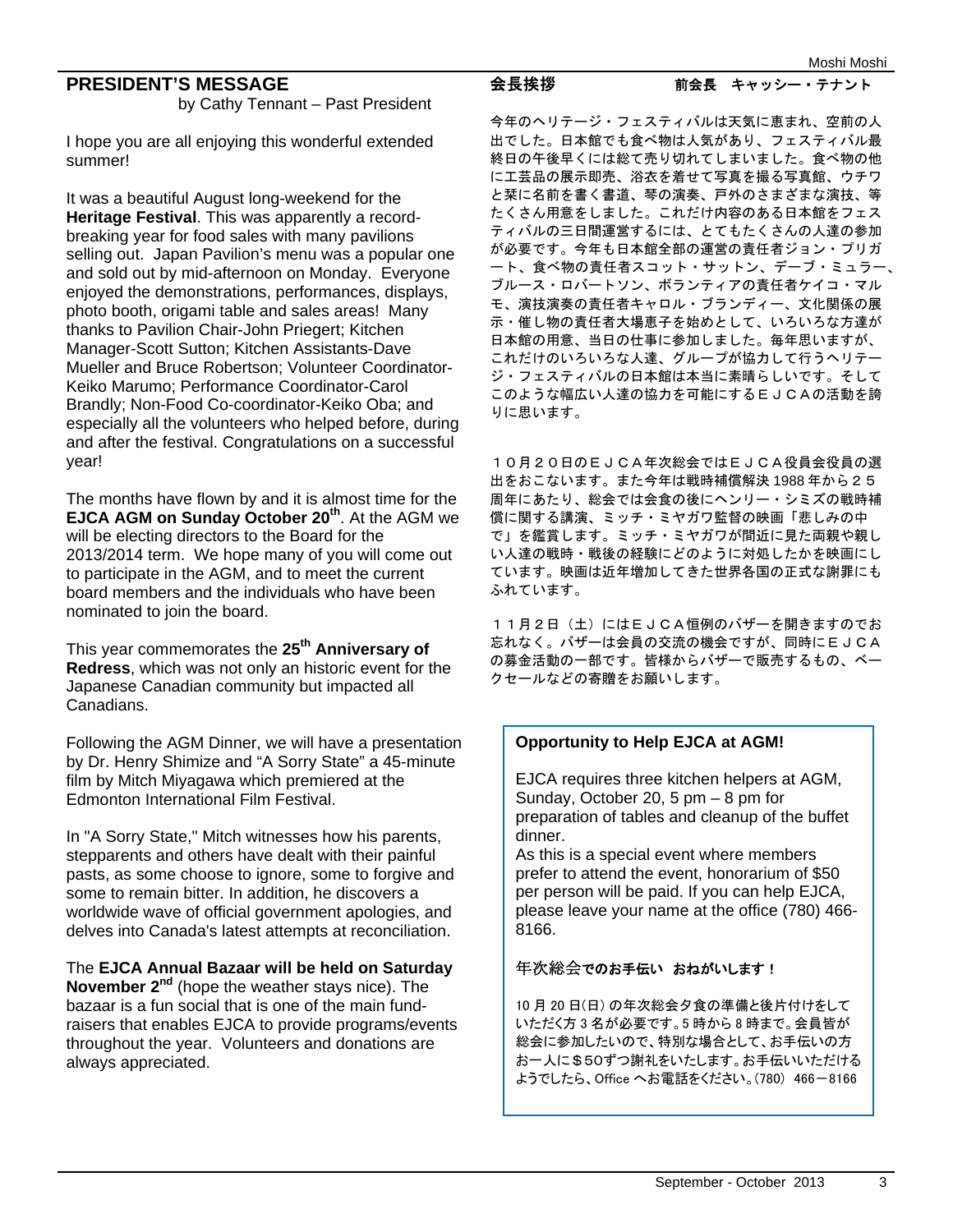## PRESIDENT'S MESSAGE

by Cathy Tennant – Past President

I hope you are all enjoying this wonderful extended summer!

It was a beautiful August long-weekend for the **Heritage Festival**. This was apparently a record-breaking year for food sales with many pavilions selling out. Japan Pavilion's menu was a popular one and sold out by mid-afternoon on Monday. Everyone enjoyed the demonstrations, performances, displays, photo booth, origami table and sales areas! Many thanks to Pavilion Chair-John Priegert; Kitchen Manager-Scott Sutton; Kitchen Assistants-Dave Mueller and Bruce Robertson; Volunteer Coordinator-Keiko Marumo; Performance Coordinator-Carol Brandly; Non-Food Co-coordinator-Keiko Oba; and especially all the volunteers who helped before, during and after the festival. Congratulations on a successful year!

The months have flown by and it is almost time for the **EJCA AGM on Sunday October 20th**. At the AGM we will be electing directors to the Board for the 2013/2014 term. We hope many of you will come out to participate in the AGM, and to meet the current board members and the individuals who have been nominated to join the board.

This year commemorates the **25th Anniversary of Redress**, which was not only an historic event for the Japanese Canadian community but impacted all Canadians.

Following the AGM Dinner, we will have a presentation by Dr. Henry Shimize and "A Sorry State" a 45-minute film by Mitch Miyagawa which premiered at the Edmonton International Film Festival.

In "A Sorry State," Mitch witnesses how his parents, stepparents and others have dealt with their painful pasts, as some choose to ignore, some to forgive and some to remain bitter. In addition, he discovers a worldwide wave of official government apologies, and delves into Canada's latest attempts at reconciliation.

The **EJCA Annual Bazaar will be held on Saturday November 2nd** (hope the weather stays nice). The bazaar is a fun social that is one of the main fund-raisers that enables EJCA to provide programs/events throughout the year. Volunteers and donations are always appreciated.

## 会長挨拶

前会長　キャッシー・テナント

今年のヘリテージ・フェスティバルは天気に恵まれ、空前の人出でした。日本館でも食べ物は人気があり、フェスティバル最終日の午後早くには総て売り切れてしまいました。食べ物の他に工芸品の展示即売、浴衣を着せて写真を撮る写真館、ウチワと栞に名前を書く書道、琴の演奏、戸外のさまざまな演技、等たくさん用意をしました。これだけ内容のある日本館をフェスティバルの三日間運営するには、とてもたくさんの人達の参加が必要です。今年も日本館全部の運営の責任者ジョン・プリガート、食べ物の責任者スコット・サットン、デーブ・ミュラー、ブルース・ロバートソン、ボランティアの責任者ケイコ・マルモ、演技演奏の責任者キャロル・ブランディー、文化関係の展示・催し物の責任者大場恵子を始めとして、いろいろな方達が日本館の用意、当日の仕事に参加しました。毎年思いますが、これだけのいろいろな人達、グループが協力して行うヘリテージ・フェスティバルの日本館は本当に素晴らしいです。そしてこのような幅広い人達の協力を可能にするＥＪＣＡの活動を誇りに思います。

１０月２０日のＥＪＣＡ年次総会ではＥＪＣＡ役員会役員の選出をおこないます。また今年は戦時補償解決 1988 年から２５周年にあたり、総会では会食の後にヘンリー・シミズの戦時補償に関する講演、ミッチ・ミヤガワ監督の映画「悲しみの中で」を鑑賞します。ミッチ・ミヤガワが間近に見た両親や親しい人達の戦時・戦後の経験にどのように対処したかを映画にしています。映画は近年増加してきた世界各国の正式な謝罪にもふれています。

１１月２日（土）にはＥＪＣＡ恒例のバザーを開きますのでお忘れなく。バザーは会員の交流の機会ですが、同時にＥＪＣＡの募金活動の一部です。皆様からバザーで販売するもの、ベークセールなどの寄贈をお願いします。

---

**Opportunity to Help EJCA at AGM!**

EJCA requires three kitchen helpers at AGM, Sunday, October 20, 5 pm – 8 pm for preparation of tables and cleanup of the buffet dinner.

As this is a special event where members prefer to attend the event, honorarium of $50 per person will be paid. If you can help EJCA, please leave your name at the office (780) 466-8166.

**年次総会でのお手伝い　おねがいします！**

10 月 20 日(日) の年次総会夕食の準備と後片付けをしていただく方 3 名が必要です。5 時から 8 時まで。会員皆が総会に参加したいので、特別な場合として、お手伝いの方お一人に＄50ずつ謝礼をいたします。お手伝いいただけるようでしたら、Office へお電話をください。(780)　466－8166

---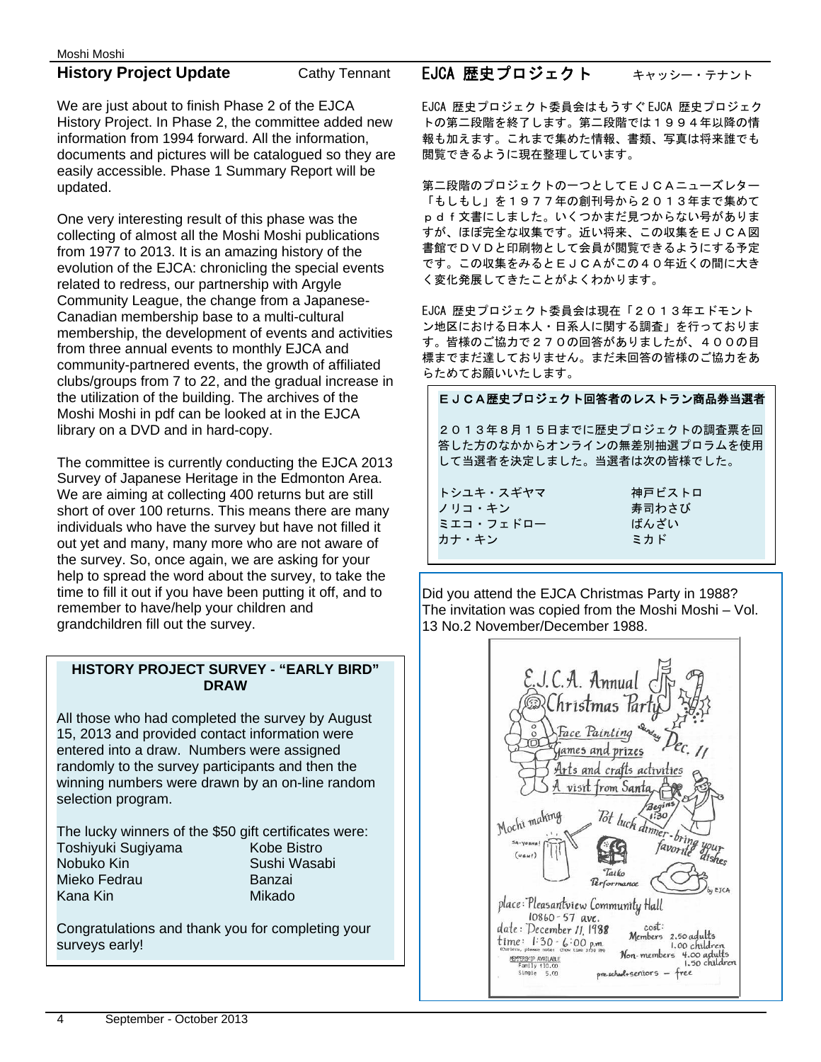## History Project Update

Cathy Tennant

We are just about to finish Phase 2 of the EJCA History Project. In Phase 2, the committee added new information from 1994 forward. All the information, documents and pictures will be catalogued so they are easily accessible. Phase 1 Summary Report will be updated.

One very interesting result of this phase was the collecting of almost all the Moshi Moshi publications from 1977 to 2013. It is an amazing history of the evolution of the EJCA: chronicling the special events related to redress, our partnership with Argyle Community League, the change from a Japanese-Canadian membership base to a multi-cultural membership, the development of events and activities from three annual events to monthly EJCA and community-partnered events, the growth of affiliated clubs/groups from 7 to 22, and the gradual increase in the utilization of the building. The archives of the Moshi Moshi in pdf can be looked at in the EJCA library on a DVD and in hard-copy.

The committee is currently conducting the EJCA 2013 Survey of Japanese Heritage in the Edmonton Area. We are aiming at collecting 400 returns but are still short of over 100 returns. This means there are many individuals who have the survey but have not filled it out yet and many, many more who are not aware of the survey. So, once again, we are asking for your help to spread the word about the survey, to take the time to fill it out if you have been putting it off, and to remember to have/help your children and grandchildren fill out the survey.

**HISTORY PROJECT SURVEY - "EARLY BIRD" DRAW**

All those who had completed the survey by August 15, 2013 and provided contact information were entered into a draw. Numbers were assigned randomly to the survey participants and then the winning numbers were drawn by an on-line random selection program.

The lucky winners of the $50 gift certificates were:

| | |
|---|---|
| Toshiyuki Sugiyama | Kobe Bistro |
| Nobuko Kin | Sushi Wasabi |
| Mieko Fedrau | Banzai |
| Kana Kin | Mikado |

Congratulations and thank you for completing your surveys early!

## EJCA 歴史プロジェクト

キャッシー・テナント

EJCA 歴史プロジェクト委員会はもうすぐEJCA 歴史プロジェクトの第二段階を終了します。第二段階では１９９４年以降の情報も加えます。これまで集めた情報、書類、写真は将来誰でも閲覧できるように現在整理しています。

第二段階のプロジェクトの一つとしてＥＪＣＡニューズレター「もしもし」を１９７７年の創刊号から２０１３年まで集めてｐｄｆ文書にしました。いくつかまだ見つからない号がありますが、ほぼ完全な収集です。近い将来、この収集をＥＪＣＡ図書館でＤＶＤと印刷物として会員が閲覧できるようにする予定です。この収集をみるとＥＪＣＡがこの４０年近くの間に大きく変化発展してきたことがよくわかります。

EJCA 歴史プロジェクト委員会は現在「２０１３年エドモントン地区における日本人・日系人に関する調査」を行っております。皆様のご協力で２７０の回答がありましたが、４００の目標までまだ達しておりません。まだ未回答の皆様のご協力をあらためてお願いいたします。

**ＥＪＣＡ歴史プロジェクト回答者のレストラン商品券当選者**

２０１３年８月１５日までに歴史プロジェクトの調査票を回答した方のなかからオンラインの無差別抽選プログラムを使用して当選者を決定しました。当選者は次の皆様でした。

| | |
|---|---|
| トシユキ・スギヤマ | 神戸ビストロ |
| ノリコ・キン | 寿司わさび |
| ミエコ・フェドロー | ばんざい |
| カナ・キン | ミカド |

Did you attend the EJCA Christmas Party in 1988? The invitation was copied from the Moshi Moshi – Vol. 13 No.2 November/December 1988.

E.J.C.A. Annual Christmas Party
Sunday Dec. 11
Face Painting
Games and prizes
Arts and crafts activities
A visit from Santa
Begins 1:30
Mochi making
Sa-yoona! (wow!)
Pot luck dinner - bring your favorite dishes
Taiko Performance
by EJCA
place: Pleasantview Community Hall 10860-57 ave.
date: December 11, 1988
time: 1:30 - 6:00 p.m.
cost: Members 2.50 adults, 1.00 children; Non-members 4.00 adults, 1.50 children; pre-school+seniors – free
MEMBERSHIP AVAILABLE Family $10.00 Single 5.00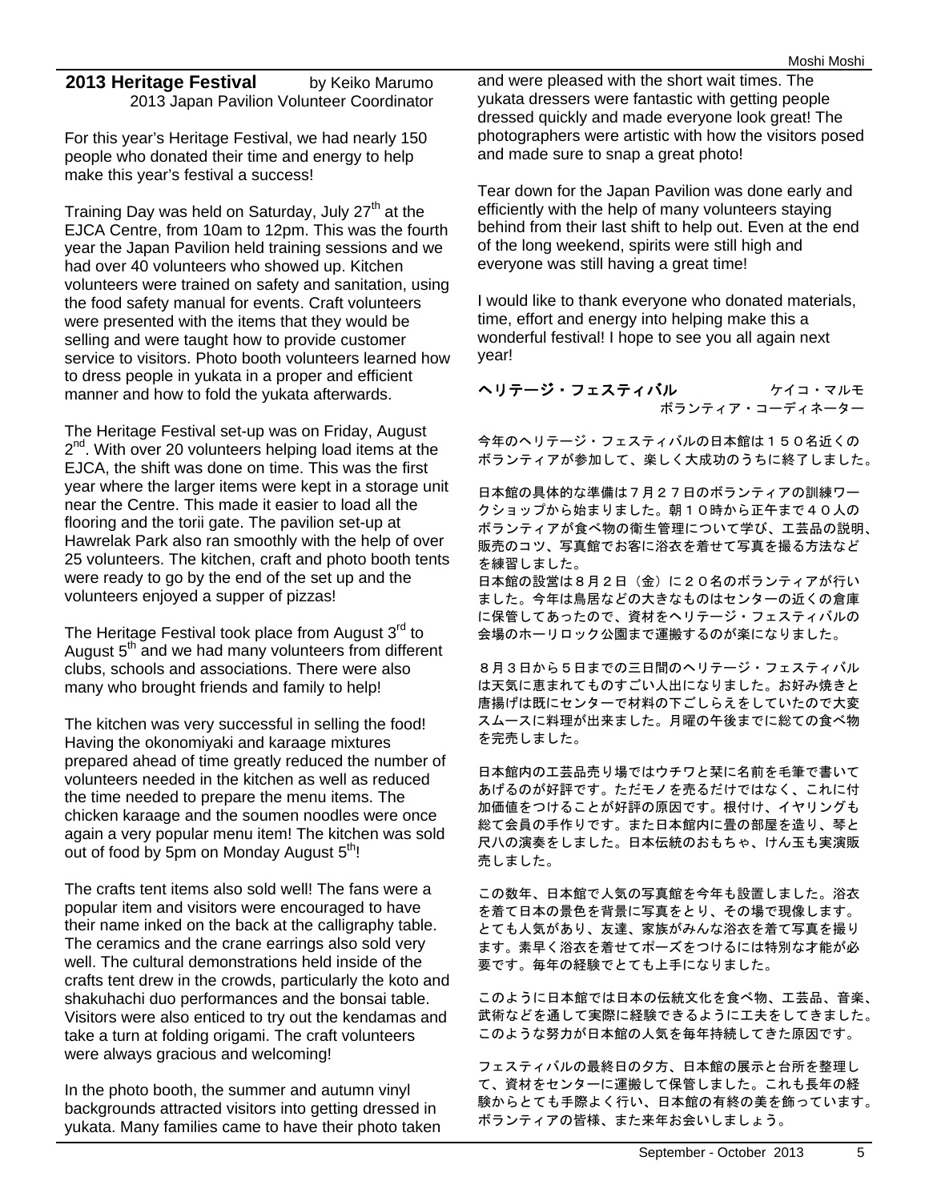## 2013 Heritage Festival

by Keiko Marumo
2013 Japan Pavilion Volunteer Coordinator

For this year's Heritage Festival, we had nearly 150 people who donated their time and energy to help make this year's festival a success!

Training Day was held on Saturday, July 27th at the EJCA Centre, from 10am to 12pm. This was the fourth year the Japan Pavilion held training sessions and we had over 40 volunteers who showed up. Kitchen volunteers were trained on safety and sanitation, using the food safety manual for events. Craft volunteers were presented with the items that they would be selling and were taught how to provide customer service to visitors. Photo booth volunteers learned how to dress people in yukata in a proper and efficient manner and how to fold the yukata afterwards.

The Heritage Festival set-up was on Friday, August 2nd. With over 20 volunteers helping load items at the EJCA, the shift was done on time. This was the first year where the larger items were kept in a storage unit near the Centre. This made it easier to load all the flooring and the torii gate. The pavilion set-up at Hawrelak Park also ran smoothly with the help of over 25 volunteers. The kitchen, craft and photo booth tents were ready to go by the end of the set up and the volunteers enjoyed a supper of pizzas!

The Heritage Festival took place from August 3rd to August 5th and we had many volunteers from different clubs, schools and associations. There were also many who brought friends and family to help!

The kitchen was very successful in selling the food! Having the okonomiyaki and karaage mixtures prepared ahead of time greatly reduced the number of volunteers needed in the kitchen as well as reduced the time needed to prepare the menu items. The chicken karaage and the soumen noodles were once again a very popular menu item! The kitchen was sold out of food by 5pm on Monday August 5th!

The crafts tent items also sold well! The fans were a popular item and visitors were encouraged to have their name inked on the back at the calligraphy table. The ceramics and the crane earrings also sold very well. The cultural demonstrations held inside of the crafts tent drew in the crowds, particularly the koto and shakuhachi duo performances and the bonsai table. Visitors were also enticed to try out the kendamas and take a turn at folding origami. The craft volunteers were always gracious and welcoming!

In the photo booth, the summer and autumn vinyl backgrounds attracted visitors into getting dressed in yukata. Many families came to have their photo taken and were pleased with the short wait times. The yukata dressers were fantastic with getting people dressed quickly and made everyone look great! The photographers were artistic with how the visitors posed and made sure to snap a great photo!

Tear down for the Japan Pavilion was done early and efficiently with the help of many volunteers staying behind from their last shift to help out. Even at the end of the long weekend, spirits were still high and everyone was still having a great time!

I would like to thank everyone who donated materials, time, effort and energy into helping make this a wonderful festival! I hope to see you all again next year!

## ヘリテージ・フェスティバル

ケイコ・マルモ
ボランティア・コーディネーター

今年のヘリテージ・フェスティバルの日本館は１５０名近くのボランティアが参加して、楽しく大成功のうちに終了しました。

日本館の具体的な準備は７月２７日のボランティアの訓練ワークショップから始まりました。朝１０時から正午まで４０人のボランティアが食べ物の衛生管理について学び、工芸品の説明、販売のコツ、写真館でお客に浴衣を着せて写真を撮る方法などを練習しました。
日本館の設営は８月２日（金）に２０名のボランティアが行いました。今年は鳥居などの大きなものはセンターの近くの倉庫に保管してあったので、資材をヘリテージ・フェスティバルの会場のホーリロック公園まで運搬するのが楽になりました。

８月３日から５日までの三日間のヘリテージ・フェスティバルは天気に恵まれてものすごい人出になりました。お好み焼きと唐揚げは既にセンターで材料の下ごしらえをしていたので大変スムースに料理が出来ました。月曜の午後までに総ての食べ物を完売しました。

日本館内の工芸品売り場ではウチワと栞に名前を毛筆で書いてあげるのが好評です。ただモノを売るだけではなく、これに付加価値をつけることが好評の原因です。根付け、イヤリングも総て会員の手作りです。また日本館内に畳の部屋を造り、琴と尺八の演奏をしました。日本伝統のおもちゃ、けん玉も実演販売しました。

この数年、日本館で人気の写真館を今年も設置しました。浴衣を着て日本の景色を背景に写真をとり、その場で現像します。とても人気があり、友達、家族がみんな浴衣を着て写真を撮ります。素早く浴衣を着せてポーズをつけるには特別な才能が必要です。毎年の経験でとても上手になりました。

このように日本館では日本の伝統文化を食べ物、工芸品、音楽、武術などを通して実際に経験できるように工夫をしてきました。このような努力が日本館の人気を毎年持続してきた原因です。

フェスティバルの最終日の夕方、日本館の展示と台所を整理して、資材をセンターに運搬して保管しました。これも長年の経験からとても手際よく行い、日本館の有終の美を飾っています。ボランティアの皆様、また来年お会いしましょう。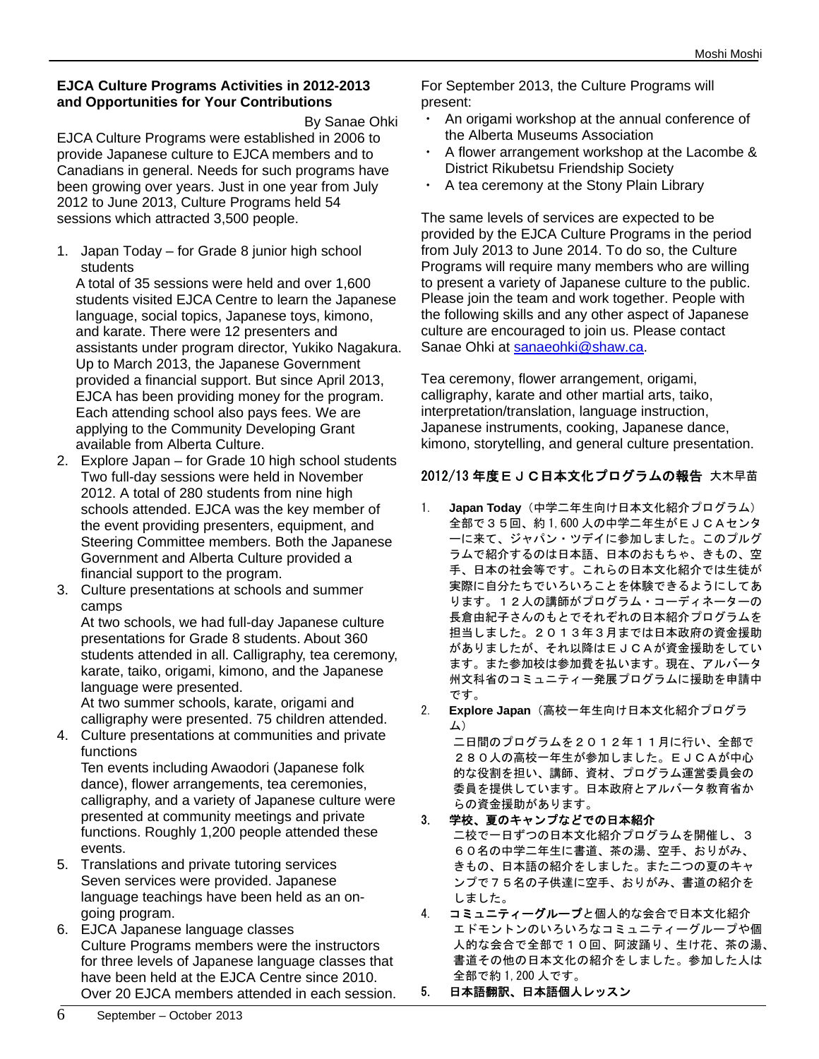**EJCA Culture Programs Activities in 2012-2013 and Opportunities for Your Contributions**

By Sanae Ohki

EJCA Culture Programs were established in 2006 to provide Japanese culture to EJCA members and to Canadians in general. Needs for such programs have been growing over years. Just in one year from July 2012 to June 2013, Culture Programs held 54 sessions which attracted 3,500 people.

1. Japan Today – for Grade 8 junior high school students
   A total of 35 sessions were held and over 1,600 students visited EJCA Centre to learn the Japanese language, social topics, Japanese toys, kimono, and karate. There were 12 presenters and assistants under program director, Yukiko Nagakura. Up to March 2013, the Japanese Government provided a financial support. But since April 2013, EJCA has been providing money for the program. Each attending school also pays fees. We are applying to the Community Developing Grant available from Alberta Culture.
2. Explore Japan – for Grade 10 high school students
   Two full-day sessions were held in November 2012. A total of 280 students from nine high schools attended. EJCA was the key member of the event providing presenters, equipment, and Steering Committee members. Both the Japanese Government and Alberta Culture provided a financial support to the program.
3. Culture presentations at schools and summer camps
   At two schools, we had full-day Japanese culture presentations for Grade 8 students. About 360 students attended in all. Calligraphy, tea ceremony, karate, taiko, origami, kimono, and the Japanese language were presented.
   At two summer schools, karate, origami and calligraphy were presented. 75 children attended.
4. Culture presentations at communities and private functions
   Ten events including Awaodori (Japanese folk dance), flower arrangements, tea ceremonies, calligraphy, and a variety of Japanese culture were presented at community meetings and private functions. Roughly 1,200 people attended these events.
5. Translations and private tutoring services
   Seven services were provided. Japanese language teachings have been held as an on-going program.
6. EJCA Japanese language classes
   Culture Programs members were the instructors for three levels of Japanese language classes that have been held at the EJCA Centre since 2010. Over 20 EJCA members attended in each session.

For September 2013, the Culture Programs will present:

- An origami workshop at the annual conference of the Alberta Museums Association
- A flower arrangement workshop at the Lacombe & District Rikubetsu Friendship Society
- A tea ceremony at the Stony Plain Library

The same levels of services are expected to be provided by the EJCA Culture Programs in the period from July 2013 to June 2014. To do so, the Culture Programs will require many members who are willing to present a variety of Japanese culture to the public. Please join the team and work together. People with the following skills and any other aspect of Japanese culture are encouraged to join us. Please contact Sanae Ohki at sanaeohki@shaw.ca.

Tea ceremony, flower arrangement, origami, calligraphy, karate and other martial arts, taiko, interpretation/translation, language instruction, Japanese instruments, cooking, Japanese dance, kimono, storytelling, and general culture presentation.

**2012/13 年度ＥＪＣ日本文化プログラムの報告** 大木早苗

1. **Japan Today**（中学二年生向け日本文化紹介プログラム）
   全部で３５回、約 1,600 人の中学二年生がＥＪＣＡセンターに来て、ジャパン・ツデイに参加しました。このプルグラムで紹介するのは日本語、日本のおもちゃ、きもの、空手、日本の社会等です。これらの日本文化紹介では生徒が実際に自分たちでいろいろことを体験できるようにしてあります。１２人の講師がプログラム・コーディネーターの長倉由紀子さんのもとでそれぞれの日本紹介プログラムを担当しました。２０１３年３月までは日本政府の資金援助がありましたが、それ以降はＥＪＣＡが資金援助をしています。また参加校は参加費を払います。現在、アルバータ州文科省のコミュニティー発展プログラムに援助を申請中です。
2. **Explore Japan**（高校一年生向け日本文化紹介プログラム）
   二日間のプログラムを２０１２年１１月に行い、全部で２８０人の高校一年生が参加しました。ＥＪＣＡが中心的な役割を担い、講師、資材、プログラム運営委員会の委員を提供しています。日本政府とアルバータ教育省からの資金援助があります。
3. **学校、夏のキャンプなどでの日本紹介**
   二校で一日ずつの日本文化紹介プログラムを開催し、３６０名の中学二年生に書道、茶の湯、空手、おりがみ、きもの、日本語の紹介をしました。また二つの夏のキャンプで７５名の子供達に空手、おりがみ、書道の紹介をしました。
4. **コミュニティーグループ**と個人的な会合で日本文化紹介
   エドモントンのいろいろなコミュニティーグループや個人的な会合で全部で１０回、阿波踊り、生け花、茶の湯、書道その他の日本文化の紹介をしました。参加した人は全部で約 1,200 人です。
5. **日本語翻訳、日本語個人レッスン**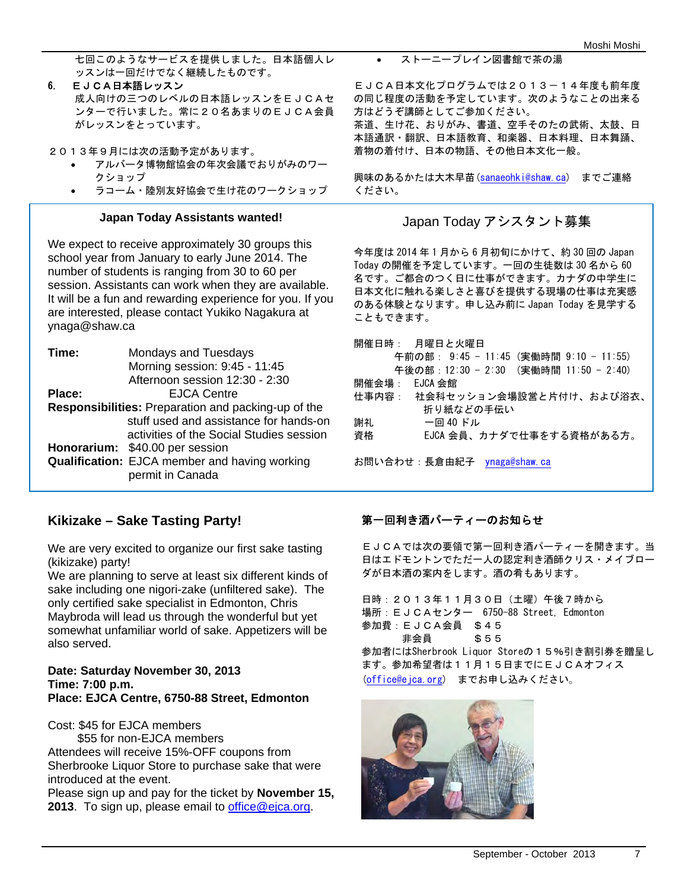七回このようなサービスを提供しました。日本語個人レッスンは一回だけでなく継続したものです。

6. **ＥＪＣＡ日本語レッスン**
成人向けの三つのレベルの日本語レッスンをＥＪＣＡセンターで行いました。常に２０名あまりのＥＪＣＡ会員がレッスンをとっています。

２０１３年９月には次の活動予定があります。

- アルバータ博物館協会の年次会議でおりがみのワークショップ
- ラコーム・陸別友好協会で生け花のワークショップ
- ストーニープレイン図書館で茶の湯

ＥＪＣＡ日本文化プログラムでは２０１３－１４年度も前年度の同じ程度の活動を予定しています。次のようなことの出来る方はどうぞ講師としてご参加ください。
茶道、生け花、おりがみ、書道、空手そのたの武術、太鼓、日本語通訳・翻訳、日本語教育、和楽器、日本料理、日本舞踊、着物の着付け、日本の物語、その他日本文化一般。

興味のあるかたは大木早苗(sanaeohki@shaw.ca) までご連絡ください。

### Japan Today Assistants wanted!

We expect to receive approximately 30 groups this school year from January to early June 2014. The number of students is ranging from 30 to 60 per session. Assistants can work when they are available. It will be a fun and rewarding experience for you. If you are interested, please contact Yukiko Nagakura at ynaga@shaw.ca

**Time:** Mondays and Tuesdays
Morning session: 9:45 - 11:45
Afternoon session 12:30 - 2:30
**Place:** EJCA Centre
**Responsibilities:** Preparation and packing-up of the stuff used and assistance for hands-on activities of the Social Studies session
**Honorarium:** $40.00 per session
**Qualification:** EJCA member and having working permit in Canada

### Japan Today アシスタント募集

今年度は 2014 年 1 月から 6 月初旬にかけて、約 30 回の Japan Today の開催を予定しています。一回の生徒数は 30 名から 60 名です。ご都合のつく日に仕事ができます。カナダの中学生に日本文化に触れる楽しさと喜びを提供する現場の仕事は充実感のある体験となります。申し込み前に Japan Today を見学することもできます。

開催日時： 月曜日と火曜日
午前の部： 9:45 – 11:45 (実働時間 9:10 – 11:55)
午後の部：12:30 – 2:30 (実働時間 11:50 – 2:40)
開催会場： EJCA 会館
仕事内容： 社会科セッション会場設営と片付け、および浴衣、折り紙などの手伝い
謝礼 一回 40 ドル
資格 EJCA 会員、カナダで仕事をする資格がある方。

お問い合わせ：長倉由紀子 ynaga@shaw.ca

## Kikizake – Sake Tasting Party!

We are very excited to organize our first sake tasting (kikizake) party!
We are planning to serve at least six different kinds of sake including one nigori-zake (unfiltered sake). The only certified sake specialist in Edmonton, Chris Maybroda will lead us through the wonderful but yet somewhat unfamiliar world of sake. Appetizers will be also served.

**Date: Saturday November 30, 2013**
**Time: 7:00 p.m.**
**Place: EJCA Centre, 6750-88 Street, Edmonton**

Cost: $45 for EJCA members
$55 for non-EJCA members
Attendees will receive 15%-OFF coupons from Sherbrooke Liquor Store to purchase sake that were introduced at the event.
Please sign up and pay for the ticket by **November 15, 2013**. To sign up, please email to office@ejca.org.

### 第一回利き酒パーティーのお知らせ

ＥＪＣＡでは次の要領で第一回利き酒パーティーを開きます。当日はエドモントンでただ一人の認定利き酒師クリス・メイブローダが日本酒の案内をします。酒の肴もあります。

日時：２０１３年１１月３０日（土曜）午後７時から
場所：ＥＪＣＡセンター 6750-88 Street, Edmonton
参加費：ＥＪＣＡ会員 ＄４５
非会員 ＄５５
参加者にはSherbrook Liquor Storeの１５％引き割引券を贈呈します。参加希望者は１１月１５日までにＥＪＣＡオフィス(office@ejca.org) までお申し込みください。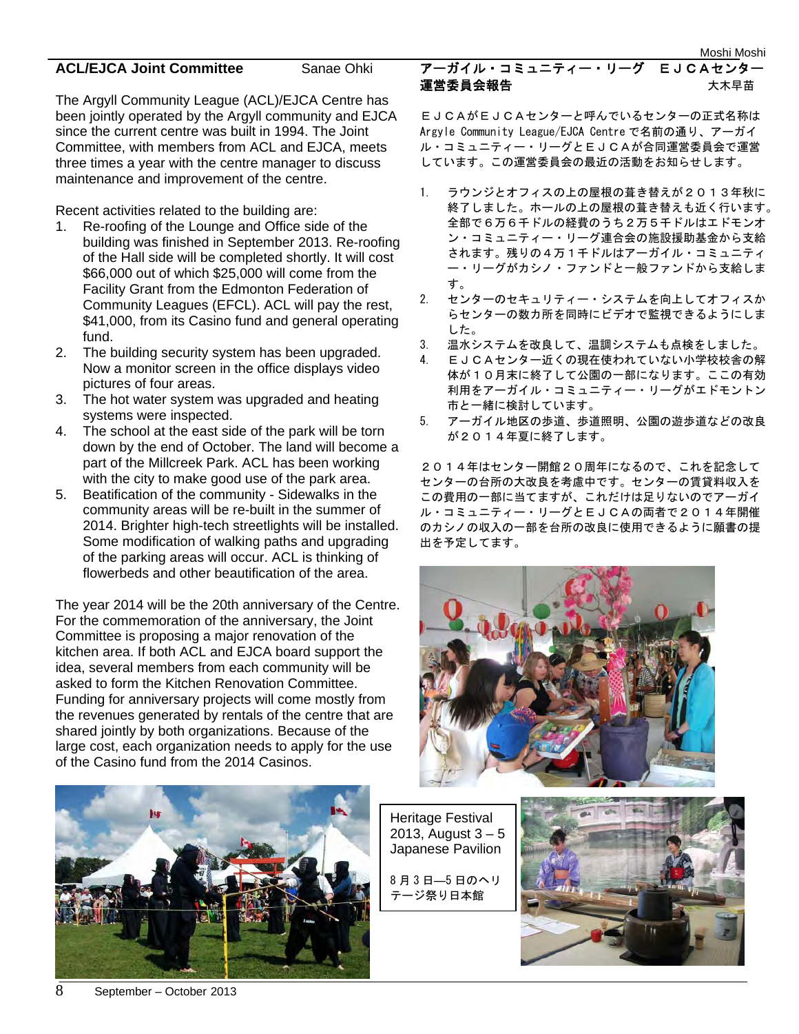## ACL/EJCA Joint Committee

Sanae Ohki

The Argyll Community League (ACL)/EJCA Centre has been jointly operated by the Argyll community and EJCA since the current centre was built in 1994. The Joint Committee, with members from ACL and EJCA, meets three times a year with the centre manager to discuss maintenance and improvement of the centre.

Recent activities related to the building are:

1. Re-roofing of the Lounge and Office side of the building was finished in September 2013. Re-roofing of the Hall side will be completed shortly. It will cost $66,000 out of which $25,000 will come from the Facility Grant from the Edmonton Federation of Community Leagues (EFCL). ACL will pay the rest, $41,000, from its Casino fund and general operating fund.
2. The building security system has been upgraded. Now a monitor screen in the office displays video pictures of four areas.
3. The hot water system was upgraded and heating systems were inspected.
4. The school at the east side of the park will be torn down by the end of October. The land will become a part of the Millcreek Park. ACL has been working with the city to make good use of the park area.
5. Beatification of the community - Sidewalks in the community areas will be re-built in the summer of 2014. Brighter high-tech streetlights will be installed. Some modification of walking paths and upgrading of the parking areas will occur. ACL is thinking of flowerbeds and other beautification of the area.

The year 2014 will be the 20th anniversary of the Centre. For the commemoration of the anniversary, the Joint Committee is proposing a major renovation of the kitchen area. If both ACL and EJCA board support the idea, several members from each community will be asked to form the Kitchen Renovation Committee. Funding for anniversary projects will come mostly from the revenues generated by rentals of the centre that are shared jointly by both organizations. Because of the large cost, each organization needs to apply for the use of the Casino fund from the 2014 Casinos.

## アーガイル・コミュニティー・リーグ　ＥＪＣＡセンター運営委員会報告

大木早苗

ＥＪＣＡがＥＪＣＡセンターと呼んでいるセンターの正式名称はArgyle Community League/EJCA Centreで名前の通り、アーガイル・コミュニティー・リーグとＥＪＣＡが合同運営委員会で運営しています。この運営委員会の最近の活動をお知らせします。

1. ラウンジとオフィスの上の屋根の葺き替えが２０１３年秋に終了しました。ホールの上の屋根の葺き替えも近く行います。全部で６万６千ドルの経費のうち２万５千ドルはエドモントン・コミュニティー・リーグ連合会の施設援助基金から支給されます。残りの４万１千ドルはアーガイル・コミュニティー・リーグがカシノ・ファンドと一般ファンドから支給します。
2. センターのセキュリティー・システムを向上してオフィスからセンターの数カ所を同時にビデオで監視できるようにしました。
3. 温水システムを改良して、温調システムも点検をしました。
4. ＥＪＣＡセンター近くの現在使われていない小学校校舎の解体が１０月末に終了して公園の一部になります。ここの有効利用をアーガイル・コミュニティー・リーグがエドモントン市と一緒に検討しています。
5. アーガイル地区の歩道、歩道照明、公園の遊歩道などの改良が２０１４年夏に終了します。

２０１４年はセンター開館２０周年になるので、これを記念してセンターの台所の大改良を考慮中です。センターの賃貸料収入をこの費用の一部に当てますが、これだけは足りないのでアーガイル・コミュニティー・リーグとＥＪＣＡの両者で２０１４年開催のカシノの収入の一部を台所の改良に使用できるように願書の提出を予定してます。

Heritage Festival 2013, August 3 – 5 Japanese Pavilion

８月３日—５日のヘリテージ祭り日本館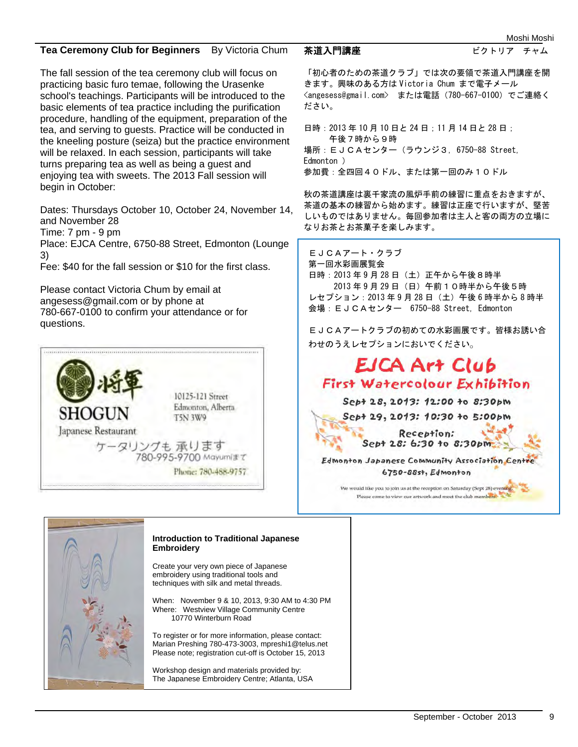## Tea Ceremony Club for Beginners

By Victoria Chum

The fall session of the tea ceremony club will focus on practicing basic furo temae, following the Urasenke school's teachings. Participants will be introduced to the basic elements of tea practice including the purification procedure, handling of the equipment, preparation of the tea, and serving to guests. Practice will be conducted in the kneeling posture (seiza) but the practice environment will be relaxed. In each session, participants will take turns preparing tea as well as being a guest and enjoying tea with sweets. The 2013 Fall session will begin in October:

Dates: Thursdays October 10, October 24, November 14, and November 28
Time: 7 pm - 9 pm
Place: EJCA Centre, 6750-88 Street, Edmonton (Lounge 3)
Fee: $40 for the fall session or $10 for the first class.

Please contact Victoria Chum by email at angesess@gmail.com or by phone at 780-667-0100 to confirm your attendance or for questions.

## 茶道入門講座

ビクトリア　チャム

「初心者のための茶道クラブ」では次の要領で茶道入門講座を開きます。興味のある方は Victoria Chum まで電子メール <angesess@gmail.com> または電話（780-667-0100）でご連絡ください。

日時：2013 年 10 月 10 日と 24 日；11 月 14 日と 28 日；
午後７時から９時
場所：ＥＪＣＡセンター（ラウンジ３，6750-88 Street, Edmonton ）
参加費：全四回４０ドル、または第一回のみ１０ドル

秋の茶道講座は裏千家流の風炉手前の練習に重点をおきますが、茶道の基本の練習から始めます。練習は正座で行いますが、堅苦しいものではありません。毎回参加者は主人と客の両方の立場になりお茶とお茶菓子を楽しみます。

---

SHOGUN
将軍
Japanese Restaurant

10125-121 Street
Edmonton, Alberta
T5N 3W9

ケータリングも承ります
780-995-9700 Mayumiまで

Phone: 780-488-9757

---

ＥＪＣＡアート・クラブ
第一回水彩画展覧会
日時：2013 年 9 月 28 日（土）正午から午後８時半
　　　2013 年 9 月 29 日（日）午前１０時半から午後５時
レセプション：2013 年 9 月 28 日（土）午後 6 時半から 8 時半
会場：ＥＪＣＡセンター　6750-88 Street, Edmonton

ＥＪＣＡアートクラブの初めての水彩画展です。皆様お誘い合わせのうえレセプションにおいでください。

**EJCA Art Club**
**First Watercolour Exhibition**

Sept 28, 2013: 12:00 to 8:30pm
Sept 29, 2013: 10:30 to 5:00pm

Reception:
Sept 28: 6:30 to 8:30pm

Edmonton Japanese Community Association Centre
6750-88st, Edmonton

We would like you to join us at the reception on Saturday (Sept 28) evening.
Please come to view our artwork and meet the club members.

---

### Introduction to Traditional Japanese Embroidery

Create your very own piece of Japanese embroidery using traditional tools and techniques with silk and metal threads.

When: November 9 & 10, 2013, 9:30 AM to 4:30 PM
Where: Westview Village Community Centre
10770 Winterburn Road

To register or for more information, please contact:
Marian Preshing 780-473-3003, mpreshi1@telus.net
Please note; registration cut-off is October 15, 2013

Workshop design and materials provided by:
The Japanese Embroidery Centre; Atlanta, USA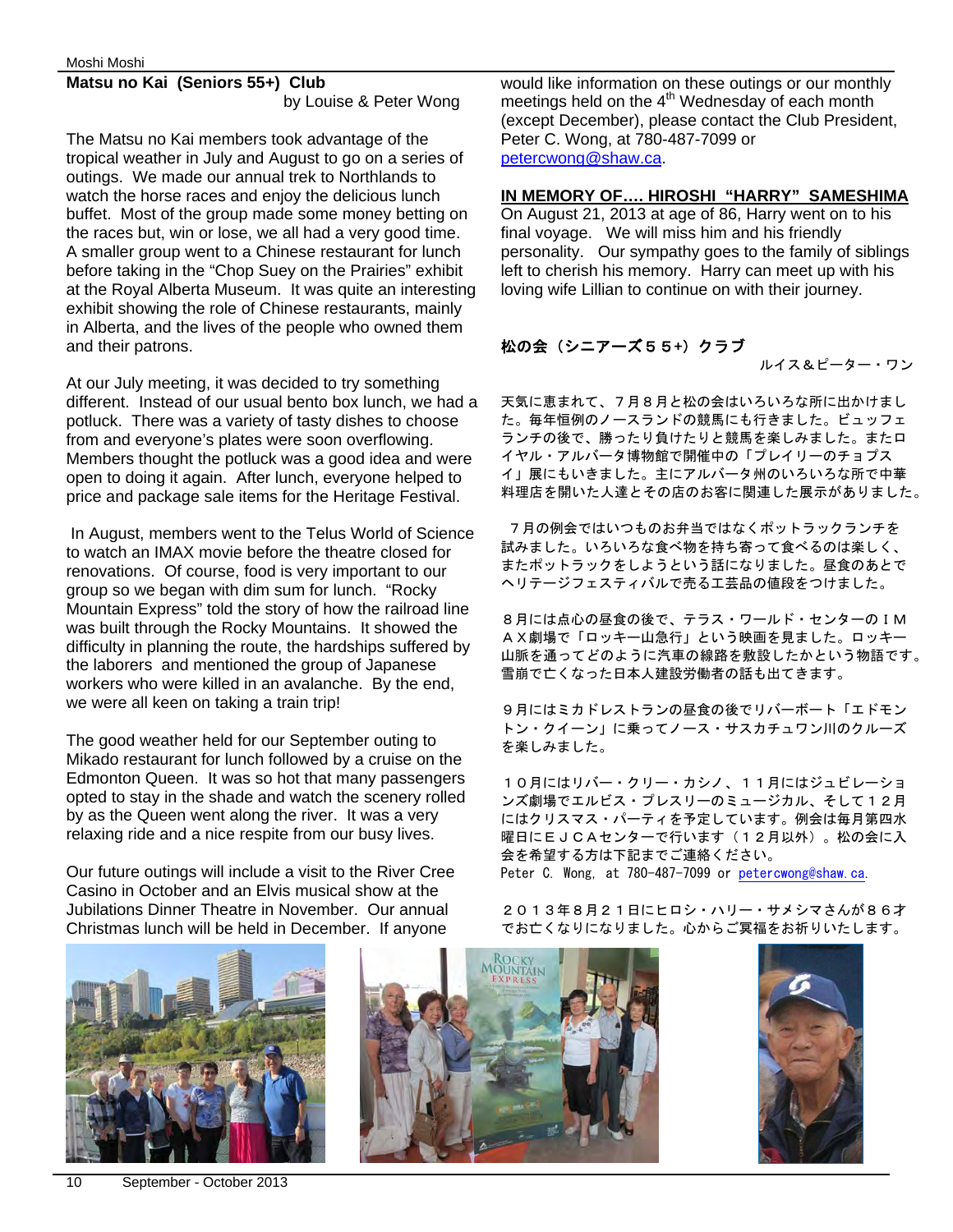## Matsu no Kai (Seniors 55+) Club

by Louise & Peter Wong

The Matsu no Kai members took advantage of the tropical weather in July and August to go on a series of outings. We made our annual trek to Northlands to watch the horse races and enjoy the delicious lunch buffet. Most of the group made some money betting on the races but, win or lose, we all had a very good time. A smaller group went to a Chinese restaurant for lunch before taking in the "Chop Suey on the Prairies" exhibit at the Royal Alberta Museum. It was quite an interesting exhibit showing the role of Chinese restaurants, mainly in Alberta, and the lives of the people who owned them and their patrons.

At our July meeting, it was decided to try something different. Instead of our usual bento box lunch, we had a potluck. There was a variety of tasty dishes to choose from and everyone's plates were soon overflowing. Members thought the potluck was a good idea and were open to doing it again. After lunch, everyone helped to price and package sale items for the Heritage Festival.

In August, members went to the Telus World of Science to watch an IMAX movie before the theatre closed for renovations. Of course, food is very important to our group so we began with dim sum for lunch. "Rocky Mountain Express" told the story of how the railroad line was built through the Rocky Mountains. It showed the difficulty in planning the route, the hardships suffered by the laborers and mentioned the group of Japanese workers who were killed in an avalanche. By the end, we were all keen on taking a train trip!

The good weather held for our September outing to Mikado restaurant for lunch followed by a cruise on the Edmonton Queen. It was so hot that many passengers opted to stay in the shade and watch the scenery rolled by as the Queen went along the river. It was a very relaxing ride and a nice respite from our busy lives.

Our future outings will include a visit to the River Cree Casino in October and an Elvis musical show at the Jubilations Dinner Theatre in November. Our annual Christmas lunch will be held in December. If anyone would like information on these outings or our monthly meetings held on the 4th Wednesday of each month (except December), please contact the Club President, Peter C. Wong, at 780-487-7099 or petercwong@shaw.ca.

**IN MEMORY OF…. HIROSHI "HARRY" SAMESHIMA**

On August 21, 2013 at age of 86, Harry went on to his final voyage. We will miss him and his friendly personality. Our sympathy goes to the family of siblings left to cherish his memory. Harry can meet up with his loving wife Lillian to continue on with their journey.

## 松の会（シニアーズ５５+）クラブ

ルイス＆ピーター・ワン

天気に恵まれて、７月８月と松の会はいろいろな所に出かけました。毎年恒例のノースランドの競馬にも行きました。ビュッフェランチの後で、勝ったり負けたりと競馬を楽しみました。またロイヤル・アルバータ博物館で開催中の「プレイリーのチョプスイ」展にもいきました。主にアルバータ州のいろいろな所で中華料理店を開いた人達とその店のお客に関連した展示がありました。

７月の例会ではいつものお弁当ではなくポットラックランチを試みました。いろいろな食べ物を持ち寄って食べるのは楽しく、またポットラックをしようという話になりました。昼食のあとでヘリテージフェスティバルで売る工芸品の値段をつけました。

８月には点心の昼食の後で、テラス・ワールド・センターのＩＭＡＸ劇場で「ロッキー山急行」という映画を見ました。ロッキー山脈を通ってどのように汽車の線路を敷設したかという物語です。雪崩で亡くなった日本人建設労働者の話も出てきます。

９月にはミカドレストランの昼食の後でリバーボート「エドモントン・クイーン」に乗ってノース・サスカチュワン川のクルーズを楽しみました。

１０月にはリバー・クリー・カシノ、１１月にはジュビレーションズ劇場でエルビス・プレスリーのミュージカル、そして１２月にはクリスマス・パーティを予定しています。例会は毎月第四水曜日にＥＪＣＡセンターで行います（１２月以外）。松の会に入会を希望する方は下記までご連絡ください。
Peter C. Wong, at 780-487-7099 or petercwong@shaw.ca.

２０１３年８月２１日にヒロシ・ハリー・サメシマさんが８６才でお亡くなりになりました。心からご冥福をお祈りいたします。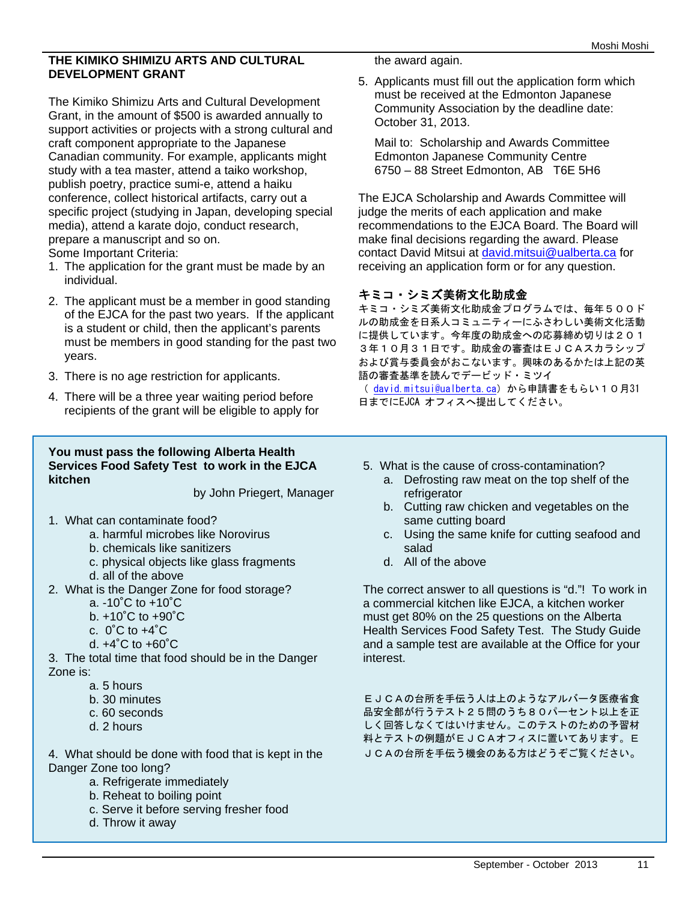## THE KIMIKO SHIMIZU ARTS AND CULTURAL DEVELOPMENT GRANT

The Kimiko Shimizu Arts and Cultural Development Grant, in the amount of $500 is awarded annually to support activities or projects with a strong cultural and craft component appropriate to the Japanese Canadian community. For example, applicants might study with a tea master, attend a taiko workshop, publish poetry, practice sumi-e, attend a haiku conference, collect historical artifacts, carry out a specific project (studying in Japan, developing special media), attend a karate dojo, conduct research, prepare a manuscript and so on.
Some Important Criteria:

1. The application for the grant must be made by an individual.
2. The applicant must be a member in good standing of the EJCA for the past two years. If the applicant is a student or child, then the applicant's parents must be members in good standing for the past two years.
3. There is no age restriction for applicants.
4. There will be a three year waiting period before recipients of the grant will be eligible to apply for the award again.
5. Applicants must fill out the application form which must be received at the Edmonton Japanese Community Association by the deadline date: October 31, 2013.

   Mail to: Scholarship and Awards Committee
   Edmonton Japanese Community Centre
   6750 – 88 Street Edmonton, AB T6E 5H6

The EJCA Scholarship and Awards Committee will judge the merits of each application and make recommendations to the EJCA Board. The Board will make final decisions regarding the award. Please contact David Mitsui at david.mitsui@ualberta.ca for receiving an application form or for any question.

### キミコ・シミズ美術文化助成金

キミコ・シミズ美術文化助成金プログラムでは、毎年５００ドルの助成金を日系人コミュニティーにふさわしい美術文化活動に提供しています。今年度の助成金への応募締め切りは２０１３年１０月３１日です。助成金の審査はＥＪＣＡスカラシップおよび賞与委員会がおこないます。興味のあるかたは上記の英語の審査基準を読んでデービッド・ミツイ（ david.mitsui@ualberta.ca）から申請書をもらい１０月31日までにEJCA オフィスへ提出してください。

## You must pass the following Alberta Health Services Food Safety Test to work in the EJCA kitchen

by John Priegert, Manager

1. What can contaminate food?
   a. harmful microbes like Norovirus
   b. chemicals like sanitizers
   c. physical objects like glass fragments
   d. all of the above
2. What is the Danger Zone for food storage?
   a. -10˚C to +10˚C
   b. +10˚C to +90˚C
   c. 0˚C to +4˚C
   d. +4˚C to +60˚C
3. The total time that food should be in the Danger Zone is:
   a. 5 hours
   b. 30 minutes
   c. 60 seconds
   d. 2 hours
4. What should be done with food that is kept in the Danger Zone too long?
   a. Refrigerate immediately
   b. Reheat to boiling point
   c. Serve it before serving fresher food
   d. Throw it away
5. What is the cause of cross-contamination?
   a. Defrosting raw meat on the top shelf of the refrigerator
   b. Cutting raw chicken and vegetables on the same cutting board
   c. Using the same knife for cutting seafood and salad
   d. All of the above

The correct answer to all questions is "d."! To work in a commercial kitchen like EJCA, a kitchen worker must get 80% on the 25 questions on the Alberta Health Services Food Safety Test. The Study Guide and a sample test are available at the Office for your interest.

ＥＪＣＡの台所を手伝う人は上のようなアルバータ医療省食品安全部が行うテスト２５問のうち８０パーセント以上を正しく回答しなくてはいけません。このテストのための予習材料とテストの例題がＥＪＣＡオフィスに置いてあります。ＥＪＣＡの台所を手伝う機会のある方はどうぞご覧ください。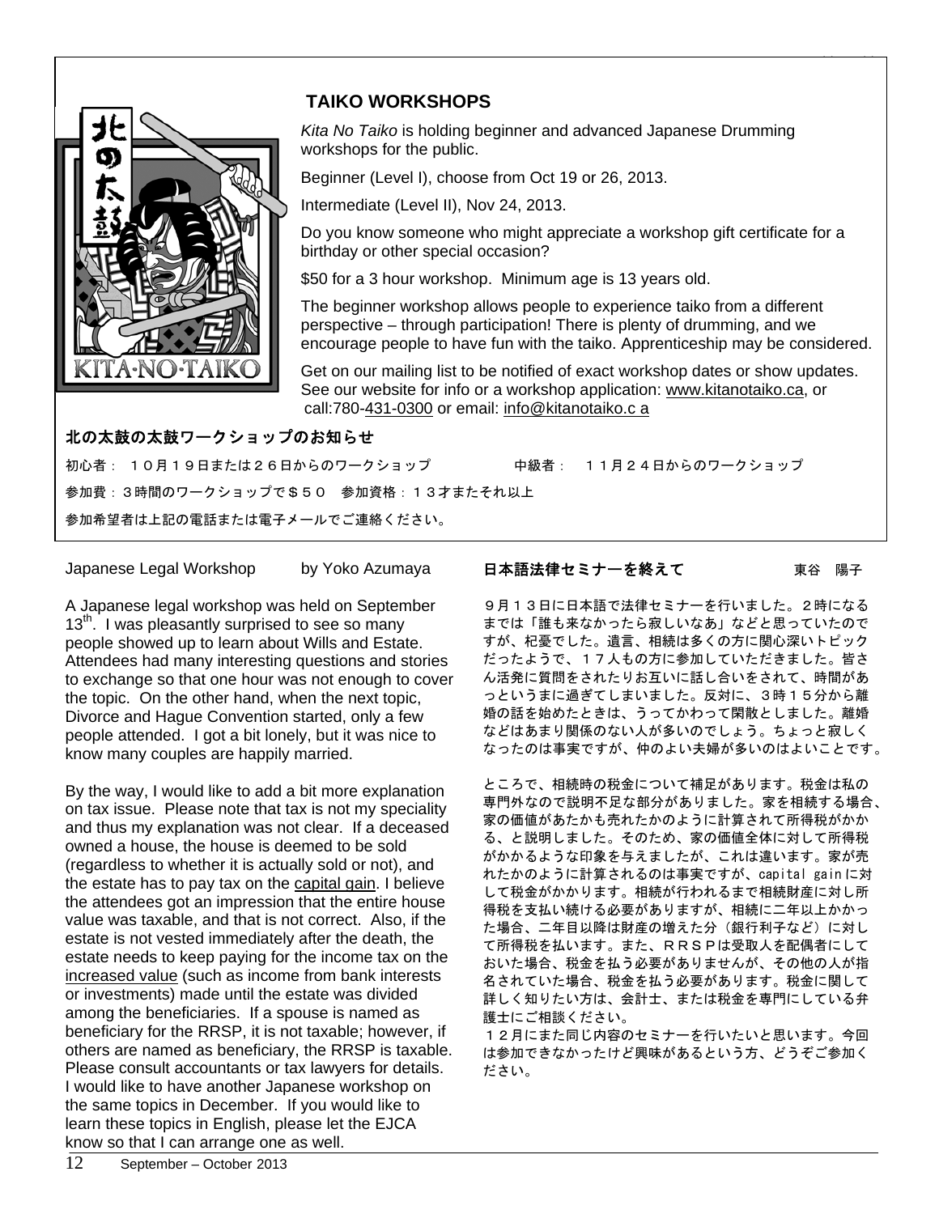## TAIKO WORKSHOPS

*Kita No Taiko* is holding beginner and advanced Japanese Drumming workshops for the public.

Beginner (Level I), choose from Oct 19 or 26, 2013.

Intermediate (Level II), Nov 24, 2013.

Do you know someone who might appreciate a workshop gift certificate for a birthday or other special occasion?

$50 for a 3 hour workshop. Minimum age is 13 years old.

The beginner workshop allows people to experience taiko from a different perspective – through participation! There is plenty of drumming, and we encourage people to have fun with the taiko. Apprenticeship may be considered.

Get on our mailing list to be notified of exact workshop dates or show updates. See our website for info or a workshop application: www.kitanotaiko.ca, or call:780-431-0300 or email: info@kitanotaiko.c a

**北の太鼓の太鼓ワークショップのお知らせ**

初心者： １０月１９日または２６日からのワークショップ　　中級者： １１月２４日からのワークショップ

参加費：３時間のワークショップで＄５０　参加資格：１３才またそれ以上

参加希望者は上記の電話または電子メールでご連絡ください。

## Japanese Legal Workshop by Yoko Azumaya

A Japanese legal workshop was held on September 13th. I was pleasantly surprised to see so many people showed up to learn about Wills and Estate. Attendees had many interesting questions and stories to exchange so that one hour was not enough to cover the topic. On the other hand, when the next topic, Divorce and Hague Convention started, only a few people attended. I got a bit lonely, but it was nice to know many couples are happily married.

By the way, I would like to add a bit more explanation on tax issue. Please note that tax is not my speciality and thus my explanation was not clear. If a deceased owned a house, the house is deemed to be sold (regardless to whether it is actually sold or not), and the estate has to pay tax on the capital gain. I believe the attendees got an impression that the entire house value was taxable, and that is not correct. Also, if the estate is not vested immediately after the death, the estate needs to keep paying for the income tax on the increased value (such as income from bank interests or investments) made until the estate was divided among the beneficiaries. If a spouse is named as beneficiary for the RRSP, it is not taxable; however, if others are named as beneficiary, the RRSP is taxable. Please consult accountants or tax lawyers for details. I would like to have another Japanese workshop on the same topics in December. If you would like to learn these topics in English, please let the EJCA know so that I can arrange one as well.

## 日本語法律セミナーを終えて　東谷　陽子

９月１３日に日本語で法律セミナーを行いました。２時になるまでは「誰も来なかったら寂しいなあ」などと思っていたのですが、杞憂でした。遺言、相続は多くの方に関心深いトピックだったようで、１７人もの方に参加していただきました。皆さん活発に質問をされたりお互いに話し合いをされて、時間があっというまに過ぎてしまいました。反対に、３時１５分から離婚の話を始めたときは、うってかわって閑散としました。離婚などはあまり関係のない人が多いのでしょう。ちょっと寂しくなったのは事実ですが、仲のよい夫婦が多いのはよいことです。

ところで、相続時の税金について補足があります。税金は私の専門外なので説明不足な部分がありました。家を相続する場合、家の価値があたかも売れたかのように計算されて所得税がかかる、と説明しました。そのため、家の価値全体に対して所得税がかかるような印象を与えましたが、これは違います。家が売れたかのように計算されるのは事実ですが、capital gainに対して税金がかかります。相続が行われるまで相続財産に対し所得税を支払い続ける必要がありますが、相続に二年以上かかった場合、二年目以降は財産の増えた分（銀行利子など）に対して所得税を払います。また、ＲＲＳＰは受取人を配偶者にしておいた場合、税金を払う必要がありませんが、その他の人が指名されていた場合、税金を払う必要があります。税金に関して詳しく知りたい方は、会計士、または税金を専門にしている弁護士にご相談ください。

１２月にまた同じ内容のセミナーを行いたいと思います。今回は参加できなかったけど興味があるという方、どうぞご参加ください。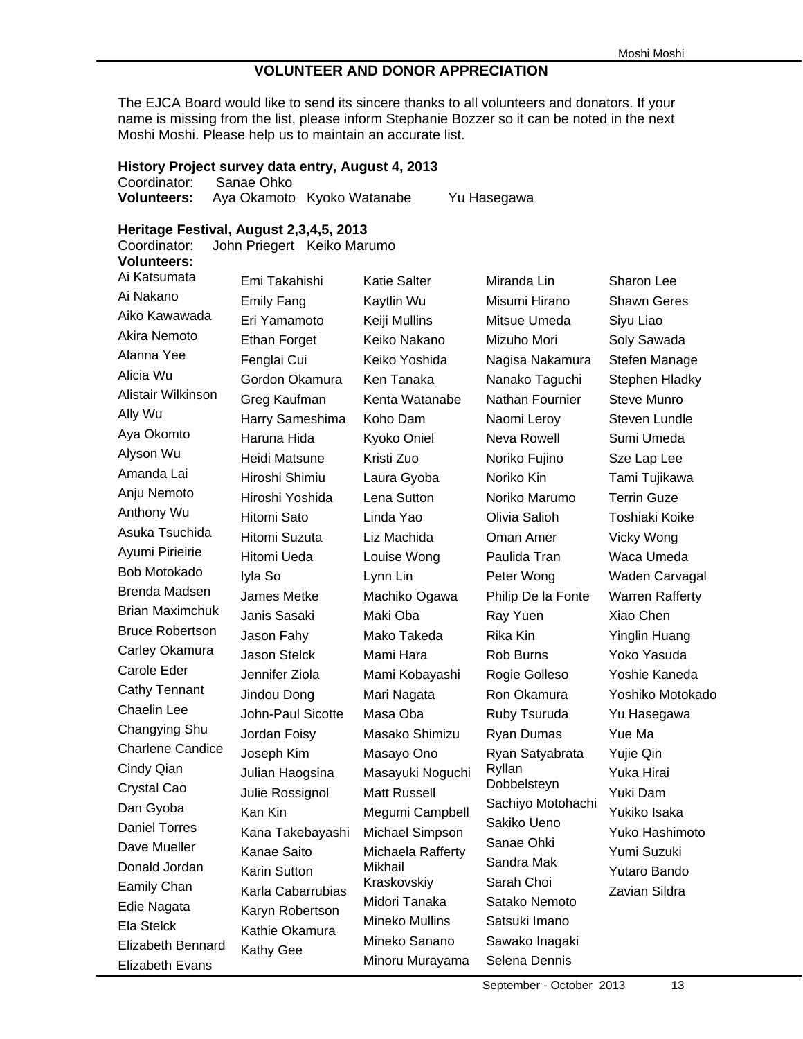## VOLUNTEER AND DONOR APPRECIATION

The EJCA Board would like to send its sincere thanks to all volunteers and donators. If your name is missing from the list, please inform Stephanie Bozzer so it can be noted in the next Moshi Moshi. Please help us to maintain an accurate list.

**History Project survey data entry, August 4, 2013**

Coordinator: Sanae Ohko

**Volunteers:** Aya Okamoto Kyoko Watanabe Yu Hasegawa

**Heritage Festival, August 2,3,4,5, 2013**

Coordinator: John Priegert Keiko Marumo

**Volunteers:**

Ai Katsumata
Ai Nakano
Aiko Kawawada
Akira Nemoto
Alanna Yee
Alicia Wu
Alistair Wilkinson
Ally Wu
Aya Okomto
Alyson Wu
Amanda Lai
Anju Nemoto
Anthony Wu
Asuka Tsuchida
Ayumi Pirieirie
Bob Motokado
Brenda Madsen
Brian Maximchuk
Bruce Robertson
Carley Okamura
Carole Eder
Cathy Tennant
Chaelin Lee
Changying Shu
Charlene Candice
Cindy Qian
Crystal Cao
Dan Gyoba
Daniel Torres
Dave Mueller
Donald Jordan
Eamily Chan
Edie Nagata
Ela Stelck
Elizabeth Bennard
Elizabeth Evans
Emi Takahishi
Emily Fang
Eri Yamamoto
Ethan Forget
Fenglai Cui
Gordon Okamura
Greg Kaufman
Harry Sameshima
Haruna Hida
Heidi Matsune
Hiroshi Shimiu
Hiroshi Yoshida
Hitomi Sato
Hitomi Suzuta
Hitomi Ueda
Iyla So
James Metke
Janis Sasaki
Jason Fahy
Jason Stelck
Jennifer Ziola
Jindou Dong
John-Paul Sicotte
Jordan Foisy
Joseph Kim
Julian Haogsina
Julie Rossignol
Kan Kin
Kana Takebayashi
Kanae Saito
Karin Sutton
Karla Cabarrubias
Karyn Robertson
Kathie Okamura
Kathy Gee
Katie Salter
Kaytlin Wu
Keiji Mullins
Keiko Nakano
Keiko Yoshida
Ken Tanaka
Kenta Watanabe
Koho Dam
Kyoko Oniel
Kristi Zuo
Laura Gyoba
Lena Sutton
Linda Yao
Liz Machida
Louise Wong
Lynn Lin
Machiko Ogawa
Maki Oba
Mako Takeda
Mami Hara
Mami Kobayashi
Mari Nagata
Masa Oba
Masako Shimizu
Masayo Ono
Masayuki Noguchi
Matt Russell
Megumi Campbell
Michael Simpson
Michaela Rafferty
Mikhail Kraskovskiy
Midori Tanaka
Mineko Mullins
Mineko Sanano
Minoru Murayama
Miranda Lin
Misumi Hirano
Mitsue Umeda
Mizuho Mori
Nagisa Nakamura
Nanako Taguchi
Nathan Fournier
Naomi Leroy
Neva Rowell
Noriko Fujino
Noriko Kin
Noriko Marumo
Olivia Salioh
Oman Amer
Paulida Tran
Peter Wong
Philip De la Fonte
Ray Yuen
Rika Kin
Rob Burns
Rogie Golleso
Ron Okamura
Ruby Tsuruda
Ryan Dumas
Ryan Satyabrata
Ryllan Dobbelsteyn
Sachiyo Motohachi
Sakiko Ueno
Sanae Ohki
Sandra Mak
Sarah Choi
Satako Nemoto
Satsuki Imano
Sawako Inagaki
Selena Dennis
Sharon Lee
Shawn Geres
Siyu Liao
Soly Sawada
Stefen Manage
Stephen Hladky
Steve Munro
Steven Lundle
Sumi Umeda
Sze Lap Lee
Tami Tujikawa
Terrin Guze
Toshiaki Koike
Vicky Wong
Waca Umeda
Waden Carvagal
Warren Rafferty
Xiao Chen
Yinglin Huang
Yoko Yasuda
Yoshie Kaneda
Yoshiko Motokado
Yu Hasegawa
Yue Ma
Yujie Qin
Yuka Hirai
Yuki Dam
Yukiko Isaka
Yuko Hashimoto
Yumi Suzuki
Yutaro Bando
Zavian Sildra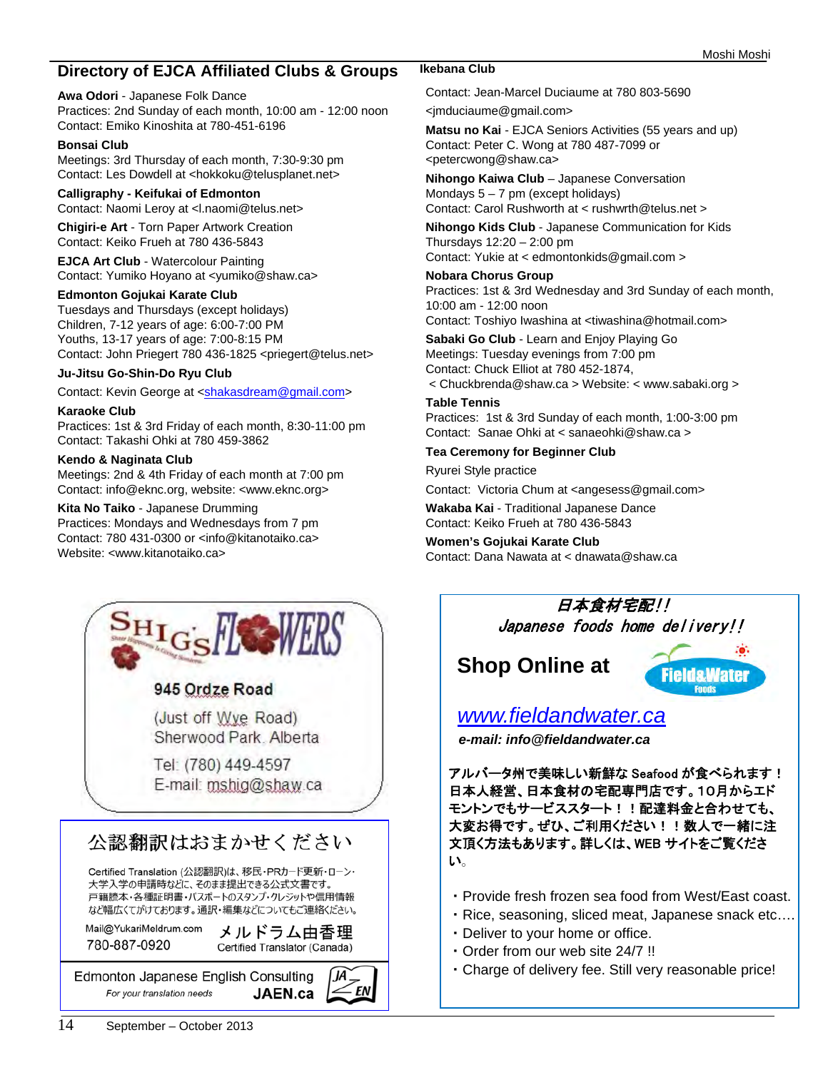## Directory of EJCA Affiliated Clubs & Groups

**Awa Odori** - Japanese Folk Dance
Practices: 2nd Sunday of each month, 10:00 am - 12:00 noon
Contact: Emiko Kinoshita at 780-451-6196

**Bonsai Club**
Meetings: 3rd Thursday of each month, 7:30-9:30 pm
Contact: Les Dowdell at <hokkoku@telusplanet.net>

**Calligraphy - Keifukai of Edmonton**
Contact: Naomi Leroy at <l.naomi@telus.net>

**Chigiri-e Art** - Torn Paper Artwork Creation
Contact: Keiko Frueh at 780 436-5843

**EJCA Art Club** - Watercolour Painting
Contact: Yumiko Hoyano at <yumiko@shaw.ca>

**Edmonton Gojukai Karate Club**
Tuesdays and Thursdays (except holidays)
Children, 7-12 years of age: 6:00-7:00 PM
Youths, 13-17 years of age: 7:00-8:15 PM
Contact: John Priegert 780 436-1825 <priegert@telus.net>

**Ju-Jitsu Go-Shin-Do Ryu Club**
Contact: Kevin George at <shakasdream@gmail.com>

**Karaoke Club**
Practices: 1st & 3rd Friday of each month, 8:30-11:00 pm
Contact: Takashi Ohki at 780 459-3862

**Kendo & Naginata Club**
Meetings: 2nd & 4th Friday of each month at 7:00 pm
Contact: info@eknc.org, website: <www.eknc.org>

**Kita No Taiko** - Japanese Drumming
Practices: Mondays and Wednesdays from 7 pm
Contact: 780 431-0300 or <info@kitanotaiko.ca>
Website: <www.kitanotaiko.ca>

**Ikebana Club**
Contact: Jean-Marcel Duciaume at 780 803-5690
<jmduciaume@gmail.com>

**Matsu no Kai** - EJCA Seniors Activities (55 years and up)
Contact: Peter C. Wong at 780 487-7099 or
<petercwong@shaw.ca>

**Nihongo Kaiwa Club** – Japanese Conversation
Mondays 5 – 7 pm (except holidays)
Contact: Carol Rushworth at < rushwrth@telus.net >

**Nihongo Kids Club** - Japanese Communication for Kids
Thursdays 12:20 – 2:00 pm
Contact: Yukie at < edmontonkids@gmail.com >

**Nobara Chorus Group**
Practices: 1st & 3rd Wednesday and 3rd Sunday of each month, 10:00 am - 12:00 noon
Contact: Toshiyo Iwashina at <tiwashina@hotmail.com>

**Sabaki Go Club** - Learn and Enjoy Playing Go
Meetings: Tuesday evenings from 7:00 pm
Contact: Chuck Elliot at 780 452-1874,
< Chuckbrenda@shaw.ca > Website: < www.sabaki.org >

**Table Tennis**
Practices: 1st & 3rd Sunday of each month, 1:00-3:00 pm
Contact: Sanae Ohki at < sanaeohki@shaw.ca >

**Tea Ceremony for Beginner Club**
Ryurei Style practice
Contact: Victoria Chum at <angesess@gmail.com>

**Wakaba Kai** - Traditional Japanese Dance
Contact: Keiko Frueh at 780 436-5843

**Women's Gojukai Karate Club**
Contact: Dana Nawata at < dnawata@shaw.ca

---

SHIGS FLOWERS

945 Ordze Road
(Just off Wye Road)
Sherwood Park, Alberta
Tel: (780) 449-4597
E-mail: mshig@shaw.ca

---

公認翻訳はおまかせください

Certified Translation (公認翻訳)は、移民・PRカード更新・ローン・大学入学の申請時などに、そのまま提出できる公式文書です。戸籍謄本・各種証明書・パスポートのスタンプ・クレジットや信用情報など幅広くてがけております。通訳・編集などについてもご連絡ください。

Mail@YukariMeldrum.com
780-887-0920

メルドラム由香理
Certified Translator (Canada)

Edmonton Japanese English Consulting
*For your translation needs*
JAEN.ca

---

*日本食材宅配!!*
*Japanese foods home delivery!!*

**Shop Online at** Field&Water Foods

www.fieldandwater.ca
***e-mail: info@fieldandwater.ca***

**アルバータ州で美味しい新鮮な Seafood が食べられます！日本人経営、日本食材の宅配専門店です。10月からエドモントンでもサービススタート！！配達料金と合わせても、大変お得です。ぜひ、ご利用ください！！数人で一緒に注文頂く方法もあります。詳しくは、WEB サイトをご覧ください。**

・Provide fresh frozen sea food from West/East coast.
・Rice, seasoning, sliced meat, Japanese snack etc….
・Deliver to your home or office.
・Order from our web site 24/7 !!
・Charge of delivery fee. Still very reasonable price!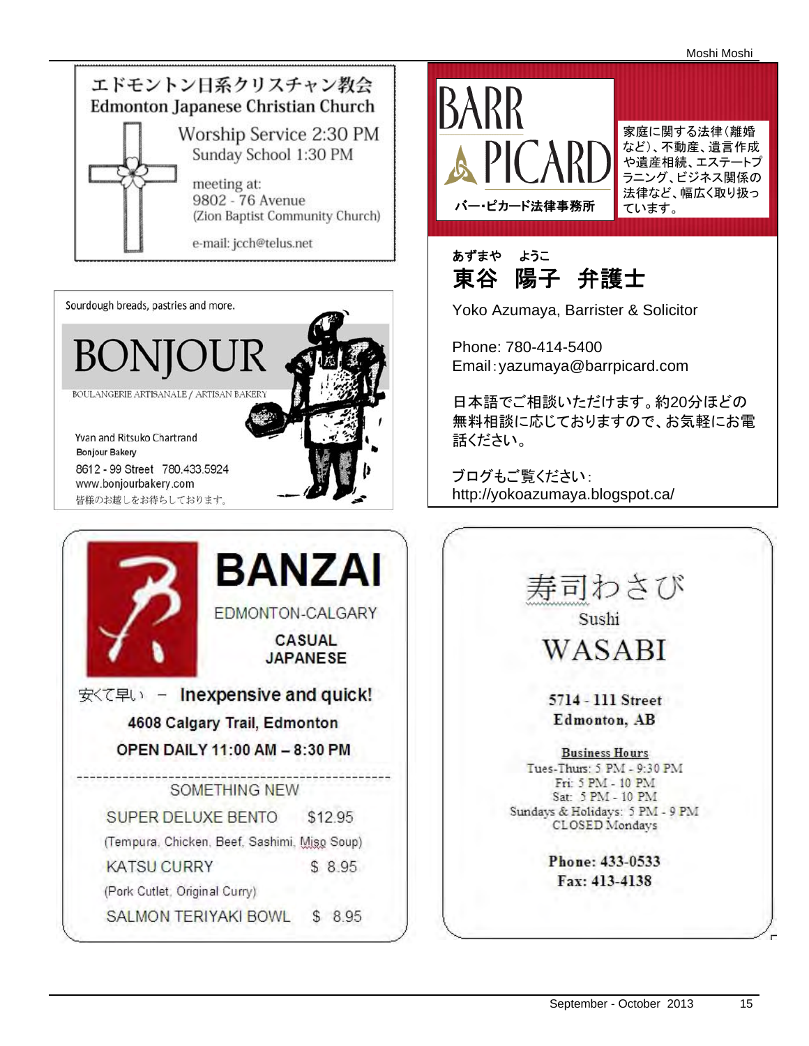エドモントン日系クリスチャン教会
**Edmonton Japanese Christian Church**

Worship Service 2:30 PM
Sunday School 1:30 PM

meeting at:
9802 - 76 Avenue
(Zion Baptist Community Church)

e-mail: jcch@telus.net

---

BARR PICARD
バー・ピカード法律事務所

家庭に関する法律(離婚など)、不動産、遺言作成や遺産相続、エステートプラニング、ビジネス関係の法律など、幅広く取り扱っています。

**東谷（あずまや）　陽子（ようこ）　弁護士**

Yoko Azumaya, Barrister & Solicitor

Phone: 780-414-5400
Email:yazumaya@barrpicard.com

日本語でご相談いただけます。約20分ほどの無料相談に応じておりますので、お気軽にお電話ください。

ブログもご覧ください:
http://yokoazumaya.blogspot.ca/

---

Sourdough breads, pastries and more.

# BONJOUR

BOULANGERIE ARTISANALE / ARTISAN BAKERY

Yvan and Ritsuko Chartrand
Bonjour Bakery
8612 - 99 Street 780.433.5924
www.bonjourbakery.com
皆様のお越しをお待ちしております。

---

# BANZAI

EDMONTON-CALGARY

**CASUAL JAPANESE**

安くて早い – **Inexpensive and quick!**

**4608 Calgary Trail, Edmonton**

**OPEN DAILY 11:00 AM – 8:30 PM**

SOMETHING NEW

SUPER DELUXE BENTO $12.95
(Tempura, Chicken, Beef, Sashimi, Miso Soup)

KATSU CURRY $ 8.95
(Pork Cutlet, Original Curry)

SALMON TERIYAKI BOWL $ 8.95

---

寿司わさび
Sushi
# WASABI

**5714 - 111 Street**
**Edmonton, AB**

**Business Hours**
Tues-Thurs: 5 PM - 9:30 PM
Fri: 5 PM - 10 PM
Sat: 5 PM - 10 PM
Sundays & Holidays: 5 PM - 9 PM
CLOSED Mondays

**Phone: 433-0533**
**Fax: 413-4138**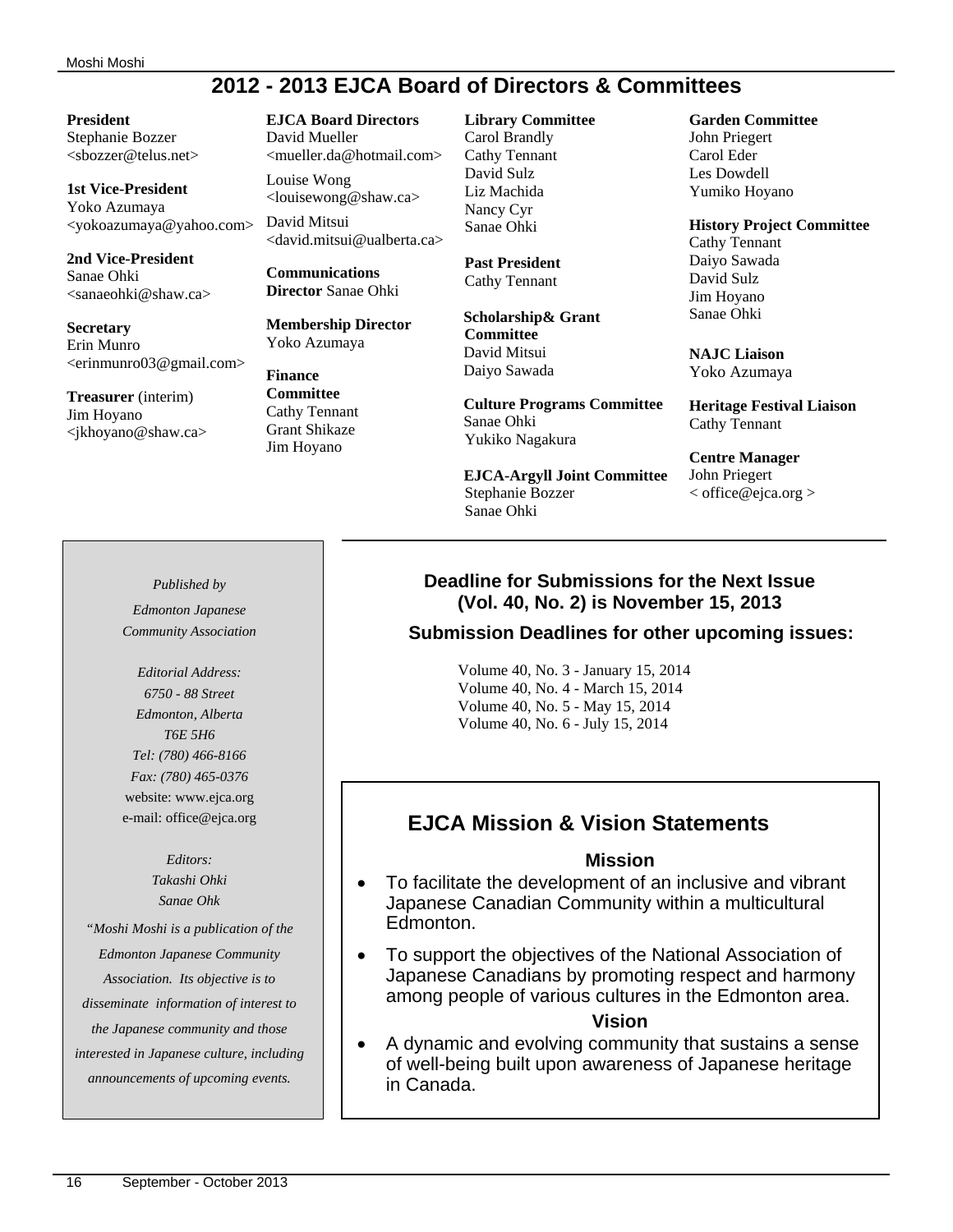# 2012 - 2013 EJCA Board of Directors & Committees

**President**
Stephanie Bozzer
<sbozzer@telus.net>

**1st Vice-President**
Yoko Azumaya
<yokoazumaya@yahoo.com>

**2nd Vice-President**
Sanae Ohki
<sanaeohki@shaw.ca>

**Secretary**
Erin Munro
<erinmunro03@gmail.com>

**Treasurer** (interim)
Jim Hoyano
<jkhoyano@shaw.ca>

**EJCA Board Directors**
David Mueller
<mueller.da@hotmail.com>

Louise Wong
<louisewong@shaw.ca>

David Mitsui
<david.mitsui@ualberta.ca>

**Communications Director** Sanae Ohki

**Membership Director**
Yoko Azumaya

**Finance Committee**
Cathy Tennant
Grant Shikaze
Jim Hoyano

**Library Committee**
Carol Brandly
Cathy Tennant
David Sulz
Liz Machida
Nancy Cyr
Sanae Ohki

**Past President**
Cathy Tennant

**Scholarship& Grant Committee**
David Mitsui
Daiyo Sawada

**Culture Programs Committee**
Sanae Ohki
Yukiko Nagakura

**EJCA-Argyll Joint Committee**
Stephanie Bozzer
Sanae Ohki

**Garden Committee**
John Priegert
Carol Eder
Les Dowdell
Yumiko Hoyano

**History Project Committee**
Cathy Tennant
Daiyo Sawada
David Sulz
Jim Hoyano
Sanae Ohki

**NAJC Liaison**
Yoko Azumaya

**Heritage Festival Liaison**
Cathy Tennant

**Centre Manager**
John Priegert
< office@ejca.org >

*Published by*

*Edmonton Japanese Community Association*

*Editorial Address:*
*6750 - 88 Street*
*Edmonton, Alberta*
*T6E 5H6*
*Tel: (780) 466-8166*
*Fax: (780) 465-0376*
website: www.ejca.org
e-mail: office@ejca.org

*Editors:*
*Takashi Ohki*
*Sanae Ohk*

"*Moshi Moshi is a publication of the Edmonton Japanese Community Association. Its objective is to disseminate information of interest to the Japanese community and those interested in Japanese culture, including announcements of upcoming events.*

### Deadline for Submissions for the Next Issue (Vol. 40, No. 2) is November 15, 2013

### Submission Deadlines for other upcoming issues:

Volume 40, No. 3 - January 15, 2014
Volume 40, No. 4 - March 15, 2014
Volume 40, No. 5 - May 15, 2014
Volume 40, No. 6 - July 15, 2014

## EJCA Mission & Vision Statements

### Mission

- To facilitate the development of an inclusive and vibrant Japanese Canadian Community within a multicultural Edmonton.
- To support the objectives of the National Association of Japanese Canadians by promoting respect and harmony among people of various cultures in the Edmonton area.

### Vision

- A dynamic and evolving community that sustains a sense of well-being built upon awareness of Japanese heritage in Canada.